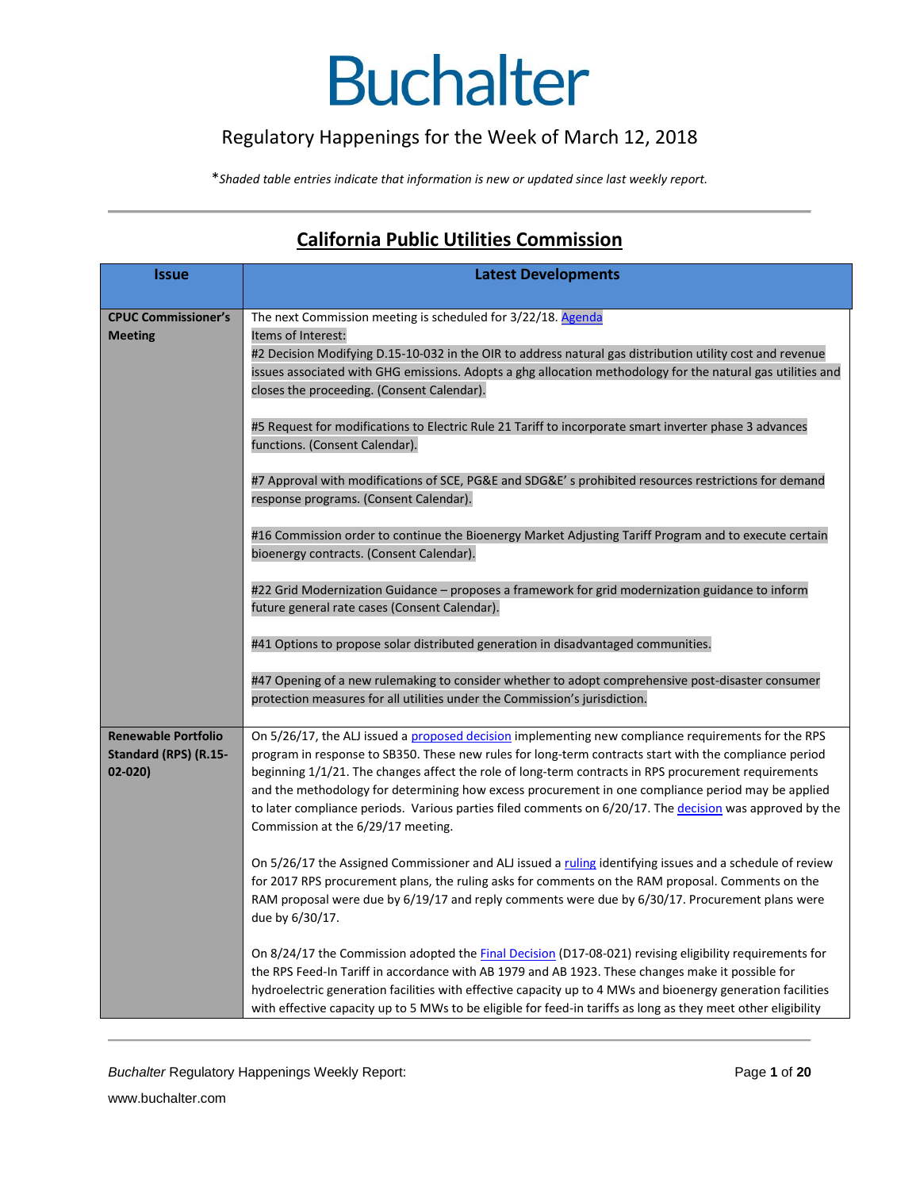# Buchalter

Regulatory Happenings for the Week of March 12, 2018

*\*Shaded table entries indicate that information is new or updated since last weekly report.*

## California Public Utilities Commission

| Issue | Latest Developments |
|---|---|
| **CPUC Commissioner's Meeting** | The next Commission meeting is scheduled for 3/22/18. Agenda<br>Items of Interest:<br>#2 Decision Modifying D.15-10-032 in the OIR to address natural gas distribution utility cost and revenue issues associated with GHG emissions. Adopts a ghg allocation methodology for the natural gas utilities and closes the proceeding. (Consent Calendar).<br><br>#5 Request for modifications to Electric Rule 21 Tariff to incorporate smart inverter phase 3 advances functions. (Consent Calendar).<br><br>#7 Approval with modifications of SCE, PG&E and SDG&E' s prohibited resources restrictions for demand response programs. (Consent Calendar).<br><br>#16 Commission order to continue the Bioenergy Market Adjusting Tariff Program and to execute certain bioenergy contracts. (Consent Calendar).<br><br>#22 Grid Modernization Guidance – proposes a framework for grid modernization guidance to inform future general rate cases (Consent Calendar).<br><br>#41 Options to propose solar distributed generation in disadvantaged communities.<br><br>#47 Opening of a new rulemaking to consider whether to adopt comprehensive post-disaster consumer protection measures for all utilities under the Commission's jurisdiction. |
| **Renewable Portfolio Standard (RPS) (R.15-02-020)** | On 5/26/17, the ALJ issued a proposed decision implementing new compliance requirements for the RPS program in response to SB350. These new rules for long-term contracts start with the compliance period beginning 1/1/21. The changes affect the role of long-term contracts in RPS procurement requirements and the methodology for determining how excess procurement in one compliance period may be applied to later compliance periods. Various parties filed comments on 6/20/17. The decision was approved by the Commission at the 6/29/17 meeting.<br><br>On 5/26/17 the Assigned Commissioner and ALJ issued a ruling identifying issues and a schedule of review for 2017 RPS procurement plans, the ruling asks for comments on the RAM proposal. Comments on the RAM proposal were due by 6/19/17 and reply comments were due by 6/30/17. Procurement plans were due by 6/30/17.<br><br>On 8/24/17 the Commission adopted the Final Decision (D17-08-021) revising eligibility requirements for the RPS Feed-In Tariff in accordance with AB 1979 and AB 1923. These changes make it possible for hydroelectric generation facilities with effective capacity up to 4 MWs and bioenergy generation facilities with effective capacity up to 5 MWs to be eligible for feed-in tariffs as long as they meet other eligibility |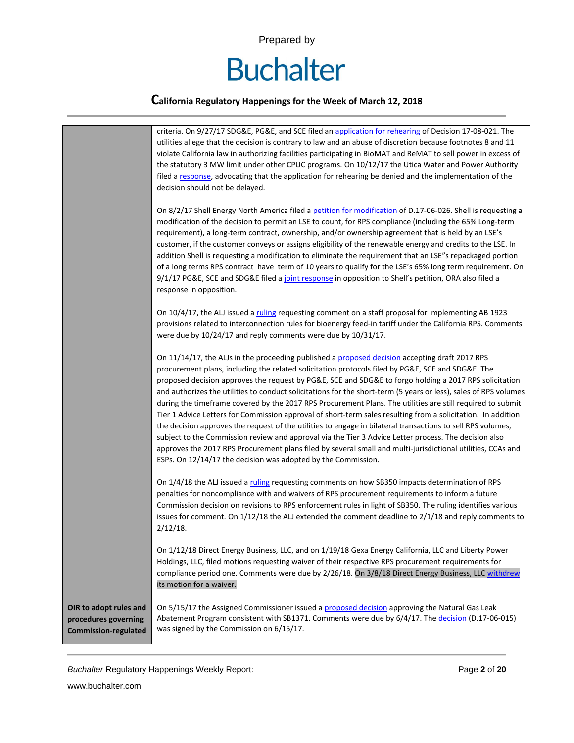| | |
|---|---|
| | criteria. On 9/27/17 SDG&E, PG&E, and SCE filed an application for rehearing of Decision 17-08-021. The utilities allege that the decision is contrary to law and an abuse of discretion because footnotes 8 and 11 violate California law in authorizing facilities participating in BioMAT and ReMAT to sell power in excess of the statutory 3 MW limit under other CPUC programs. On 10/12/17 the Utica Water and Power Authority filed a response, advocating that the application for rehearing be denied and the implementation of the decision should not be delayed.<br><br>On 8/2/17 Shell Energy North America filed a petition for modification of D.17-06-026. Shell is requesting a modification of the decision to permit an LSE to count, for RPS compliance (including the 65% Long-term requirement), a long-term contract, ownership, and/or ownership agreement that is held by an LSE's customer, if the customer conveys or assigns eligibility of the renewable energy and credits to the LSE. In addition Shell is requesting a modification to eliminate the requirement that an LSE"s repackaged portion of a long terms RPS contract have term of 10 years to qualify for the LSE's 65% long term requirement. On 9/1/17 PG&E, SCE and SDG&E filed a joint response in opposition to Shell's petition, ORA also filed a response in opposition.<br><br>On 10/4/17, the ALJ issued a ruling requesting comment on a staff proposal for implementing AB 1923 provisions related to interconnection rules for bioenergy feed-in tariff under the California RPS. Comments were due by 10/24/17 and reply comments were due by 10/31/17.<br><br>On 11/14/17, the ALJs in the proceeding published a proposed decision accepting draft 2017 RPS procurement plans, including the related solicitation protocols filed by PG&E, SCE and SDG&E. The proposed decision approves the request by PG&E, SCE and SDG&E to forgo holding a 2017 RPS solicitation and authorizes the utilities to conduct solicitations for the short-term (5 years or less), sales of RPS volumes during the timeframe covered by the 2017 RPS Procurement Plans. The utilities are still required to submit Tier 1 Advice Letters for Commission approval of short-term sales resulting from a solicitation. In addition the decision approves the request of the utilities to engage in bilateral transactions to sell RPS volumes, subject to the Commission review and approval via the Tier 3 Advice Letter process. The decision also approves the 2017 RPS Procurement plans filed by several small and multi-jurisdictional utilities, CCAs and ESPs. On 12/14/17 the decision was adopted by the Commission.<br><br>On 1/4/18 the ALJ issued a ruling requesting comments on how SB350 impacts determination of RPS penalties for noncompliance with and waivers of RPS procurement requirements to inform a future Commission decision on revisions to RPS enforcement rules in light of SB350. The ruling identifies various issues for comment. On 1/12/18 the ALJ extended the comment deadline to 2/1/18 and reply comments to 2/12/18.<br><br>On 1/12/18 Direct Energy Business, LLC, and on 1/19/18 Gexa Energy California, LLC and Liberty Power Holdings, LLC, filed motions requesting waiver of their respective RPS procurement requirements for compliance period one. Comments were due by 2/26/18. On 3/8/18 Direct Energy Business, LLC withdrew its motion for a waiver. |
| **OIR to adopt rules and procedures governing Commission-regulated** | On 5/15/17 the Assigned Commissioner issued a proposed decision approving the Natural Gas Leak Abatement Program consistent with SB1371. Comments were due by 6/4/17. The decision (D.17-06-015) was signed by the Commission on 6/15/17. |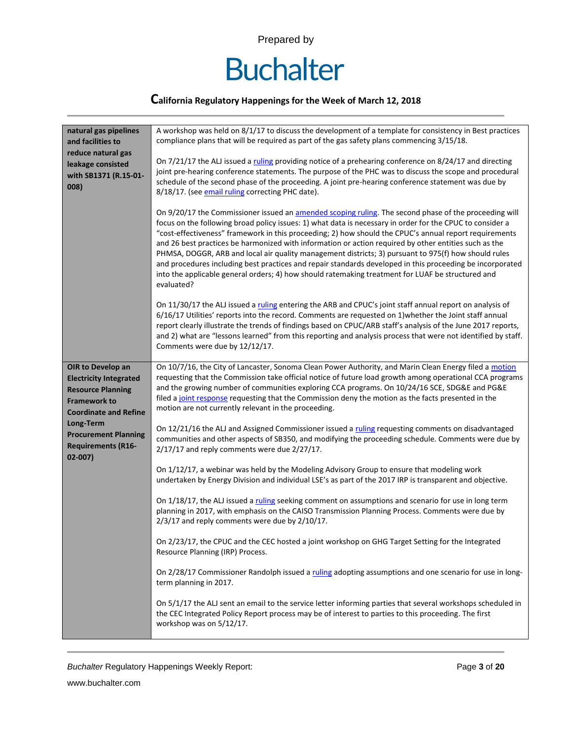| | |
|---|---|
| **natural gas pipelines and facilities to reduce natural gas leakage consisted with SB1371 (R.15-01-008)** | A workshop was held on 8/1/17 to discuss the development of a template for consistency in Best practices compliance plans that will be required as part of the gas safety plans commencing 3/15/18.<br><br>On 7/21/17 the ALJ issued a ruling providing notice of a prehearing conference on 8/24/17 and directing joint pre-hearing conference statements. The purpose of the PHC was to discuss the scope and procedural schedule of the second phase of the proceeding. A joint pre-hearing conference statement was due by 8/18/17. (see email ruling correcting PHC date).<br><br>On 9/20/17 the Commissioner issued an amended scoping ruling. The second phase of the proceeding will focus on the following broad policy issues: 1) what data is necessary in order for the CPUC to consider a "cost-effectiveness" framework in this proceeding; 2) how should the CPUC's annual report requirements and 26 best practices be harmonized with information or action required by other entities such as the PHMSA, DOGGR, ARB and local air quality management districts; 3) pursuant to 975(f) how should rules and procedures including best practices and repair standards developed in this proceeding be incorporated into the applicable general orders; 4) how should ratemaking treatment for LUAF be structured and evaluated?<br><br>On 11/30/17 the ALJ issued a ruling entering the ARB and CPUC's joint staff annual report on analysis of 6/16/17 Utilities' reports into the record. Comments are requested on 1)whether the Joint staff annual report clearly illustrate the trends of findings based on CPUC/ARB staff's analysis of the June 2017 reports, and 2) what are "lessons learned" from this reporting and analysis process that were not identified by staff. Comments were due by 12/12/17. |
| **OIR to Develop an Electricity Integrated Resource Planning Framework to Coordinate and Refine Long-Term Procurement Planning Requirements (R16-02-007)** | On 10/7/16, the City of Lancaster, Sonoma Clean Power Authority, and Marin Clean Energy filed a motion requesting that the Commission take official notice of future load growth among operational CCA programs and the growing number of communities exploring CCA programs. On 10/24/16 SCE, SDG&E and PG&E filed a joint response requesting that the Commission deny the motion as the facts presented in the motion are not currently relevant in the proceeding.<br><br>On 12/21/16 the ALJ and Assigned Commissioner issued a ruling requesting comments on disadvantaged communities and other aspects of SB350, and modifying the proceeding schedule. Comments were due by 2/17/17 and reply comments were due 2/27/17.<br><br>On 1/12/17, a webinar was held by the Modeling Advisory Group to ensure that modeling work undertaken by Energy Division and individual LSE's as part of the 2017 IRP is transparent and objective.<br><br>On 1/18/17, the ALJ issued a ruling seeking comment on assumptions and scenario for use in long term planning in 2017, with emphasis on the CAISO Transmission Planning Process. Comments were due by 2/3/17 and reply comments were due by 2/10/17.<br><br>On 2/23/17, the CPUC and the CEC hosted a joint workshop on GHG Target Setting for the Integrated Resource Planning (IRP) Process.<br><br>On 2/28/17 Commissioner Randolph issued a ruling adopting assumptions and one scenario for use in long-term planning in 2017.<br><br>On 5/1/17 the ALJ sent an email to the service letter informing parties that several workshops scheduled in the CEC Integrated Policy Report process may be of interest to parties to this proceeding. The first workshop was on 5/12/17. |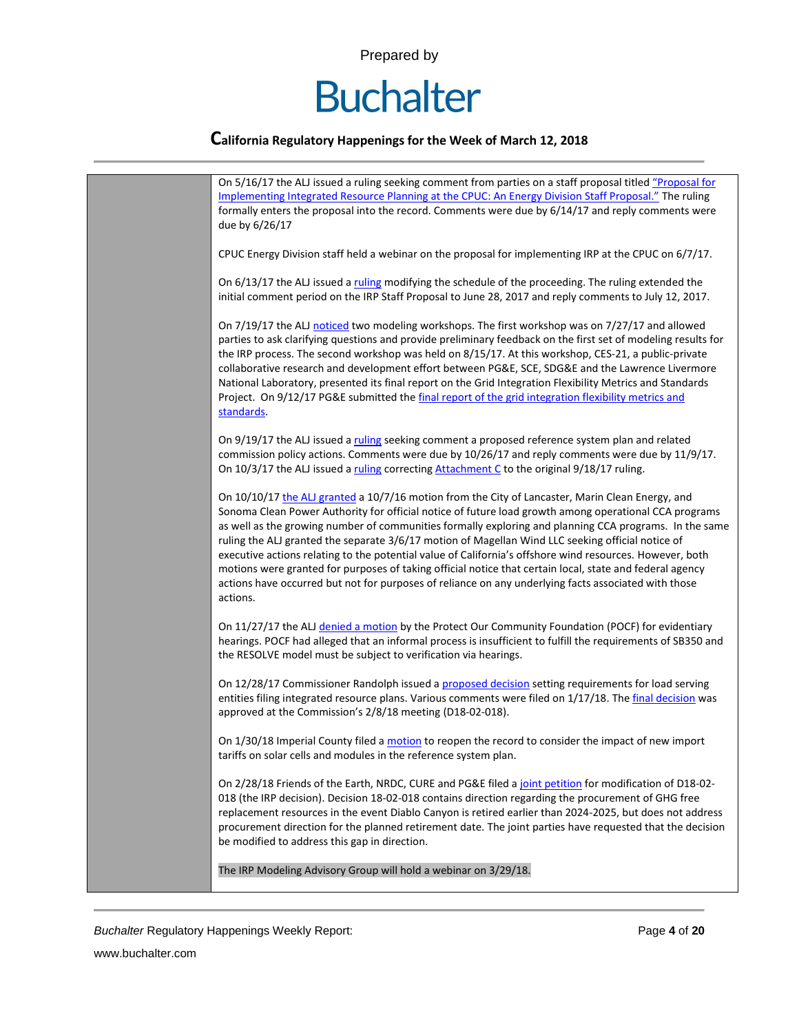On 5/16/17 the ALJ issued a ruling seeking comment from parties on a staff proposal titled "Proposal for Implementing Integrated Resource Planning at the CPUC: An Energy Division Staff Proposal." The ruling formally enters the proposal into the record. Comments were due by 6/14/17 and reply comments were due by 6/26/17

CPUC Energy Division staff held a webinar on the proposal for implementing IRP at the CPUC on 6/7/17.

On 6/13/17 the ALJ issued a ruling modifying the schedule of the proceeding. The ruling extended the initial comment period on the IRP Staff Proposal to June 28, 2017 and reply comments to July 12, 2017.

On 7/19/17 the ALJ noticed two modeling workshops. The first workshop was on 7/27/17 and allowed parties to ask clarifying questions and provide preliminary feedback on the first set of modeling results for the IRP process. The second workshop was held on 8/15/17. At this workshop, CES-21, a public-private collaborative research and development effort between PG&E, SCE, SDG&E and the Lawrence Livermore National Laboratory, presented its final report on the Grid Integration Flexibility Metrics and Standards Project. On 9/12/17 PG&E submitted the final report of the grid integration flexibility metrics and standards.

On 9/19/17 the ALJ issued a ruling seeking comment a proposed reference system plan and related commission policy actions. Comments were due by 10/26/17 and reply comments were due by 11/9/17. On 10/3/17 the ALJ issued a ruling correcting Attachment C to the original 9/18/17 ruling.

On 10/10/17 the ALJ granted a 10/7/16 motion from the City of Lancaster, Marin Clean Energy, and Sonoma Clean Power Authority for official notice of future load growth among operational CCA programs as well as the growing number of communities formally exploring and planning CCA programs. In the same ruling the ALJ granted the separate 3/6/17 motion of Magellan Wind LLC seeking official notice of executive actions relating to the potential value of California's offshore wind resources. However, both motions were granted for purposes of taking official notice that certain local, state and federal agency actions have occurred but not for purposes of reliance on any underlying facts associated with those actions.

On 11/27/17 the ALJ denied a motion by the Protect Our Community Foundation (POCF) for evidentiary hearings. POCF had alleged that an informal process is insufficient to fulfill the requirements of SB350 and the RESOLVE model must be subject to verification via hearings.

On 12/28/17 Commissioner Randolph issued a proposed decision setting requirements for load serving entities filing integrated resource plans. Various comments were filed on 1/17/18. The final decision was approved at the Commission's 2/8/18 meeting (D18-02-018).

On 1/30/18 Imperial County filed a motion to reopen the record to consider the impact of new import tariffs on solar cells and modules in the reference system plan.

On 2/28/18 Friends of the Earth, NRDC, CURE and PG&E filed a joint petition for modification of D18-02-018 (the IRP decision). Decision 18-02-018 contains direction regarding the procurement of GHG free replacement resources in the event Diablo Canyon is retired earlier than 2024-2025, but does not address procurement direction for the planned retirement date. The joint parties have requested that the decision be modified to address this gap in direction.

The IRP Modeling Advisory Group will hold a webinar on 3/29/18.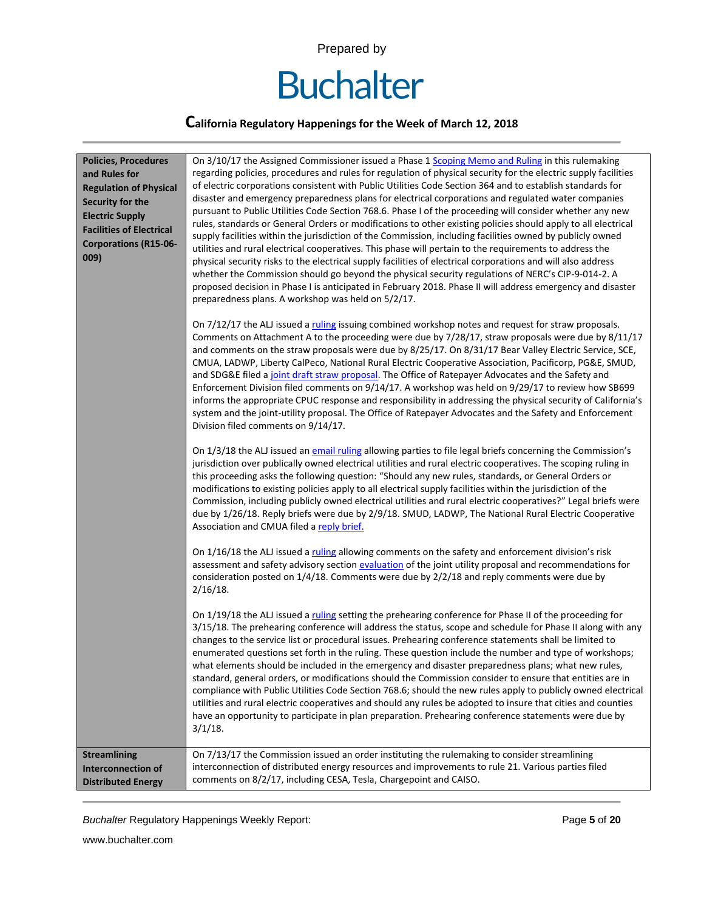| | |
|---|---|
| **Policies, Procedures and Rules for Regulation of Physical Security for the Electric Supply Facilities of Electrical Corporations (R15-06-009)** | On 3/10/17 the Assigned Commissioner issued a Phase 1 Scoping Memo and Ruling in this rulemaking regarding policies, procedures and rules for regulation of physical security for the electric supply facilities of electric corporations consistent with Public Utilities Code Section 364 and to establish standards for disaster and emergency preparedness plans for electrical corporations and regulated water companies pursuant to Public Utilities Code Section 768.6. Phase I of the proceeding will consider whether any new rules, standards or General Orders or modifications to other existing policies should apply to all electrical supply facilities within the jurisdiction of the Commission, including facilities owned by publicly owned utilities and rural electrical cooperatives. This phase will pertain to the requirements to address the physical security risks to the electrical supply facilities of electrical corporations and will also address whether the Commission should go beyond the physical security regulations of NERC's CIP-9-014-2. A proposed decision in Phase I is anticipated in February 2018. Phase II will address emergency and disaster preparedness plans. A workshop was held on 5/2/17.<br><br>On 7/12/17 the ALJ issued a ruling issuing combined workshop notes and request for straw proposals. Comments on Attachment A to the proceeding were due by 7/28/17, straw proposals were due by 8/11/17 and comments on the straw proposals were due by 8/25/17. On 8/31/17 Bear Valley Electric Service, SCE, CMUA, LADWP, Liberty CalPeco, National Rural Electric Cooperative Association, Pacificorp, PG&E, SMUD, and SDG&E filed a joint draft straw proposal. The Office of Ratepayer Advocates and the Safety and Enforcement Division filed comments on 9/14/17. A workshop was held on 9/29/17 to review how SB699 informs the appropriate CPUC response and responsibility in addressing the physical security of California's system and the joint-utility proposal. The Office of Ratepayer Advocates and the Safety and Enforcement Division filed comments on 9/14/17.<br><br>On 1/3/18 the ALJ issued an email ruling allowing parties to file legal briefs concerning the Commission's jurisdiction over publically owned electrical utilities and rural electric cooperatives. The scoping ruling in this proceeding asks the following question: "Should any new rules, standards, or General Orders or modifications to existing policies apply to all electrical supply facilities within the jurisdiction of the Commission, including publicly owned electrical utilities and rural electric cooperatives?" Legal briefs were due by 1/26/18. Reply briefs were due by 2/9/18. SMUD, LADWP, The National Rural Electric Cooperative Association and CMUA filed a reply brief.<br><br>On 1/16/18 the ALJ issued a ruling allowing comments on the safety and enforcement division's risk assessment and safety advisory section evaluation of the joint utility proposal and recommendations for consideration posted on 1/4/18. Comments were due by 2/2/18 and reply comments were due by 2/16/18.<br><br>On 1/19/18 the ALJ issued a ruling setting the prehearing conference for Phase II of the proceeding for 3/15/18. The prehearing conference will address the status, scope and schedule for Phase II along with any changes to the service list or procedural issues. Prehearing conference statements shall be limited to enumerated questions set forth in the ruling. These question include the number and type of workshops; what elements should be included in the emergency and disaster preparedness plans; what new rules, standard, general orders, or modifications should the Commission consider to ensure that entities are in compliance with Public Utilities Code Section 768.6; should the new rules apply to publicly owned electrical utilities and rural electric cooperatives and should any rules be adopted to insure that cities and counties have an opportunity to participate in plan preparation. Prehearing conference statements were due by 3/1/18. |
| **Streamlining Interconnection of Distributed Energy** | On 7/13/17 the Commission issued an order instituting the rulemaking to consider streamlining interconnection of distributed energy resources and improvements to rule 21. Various parties filed comments on 8/2/17, including CESA, Tesla, Chargepoint and CAISO. |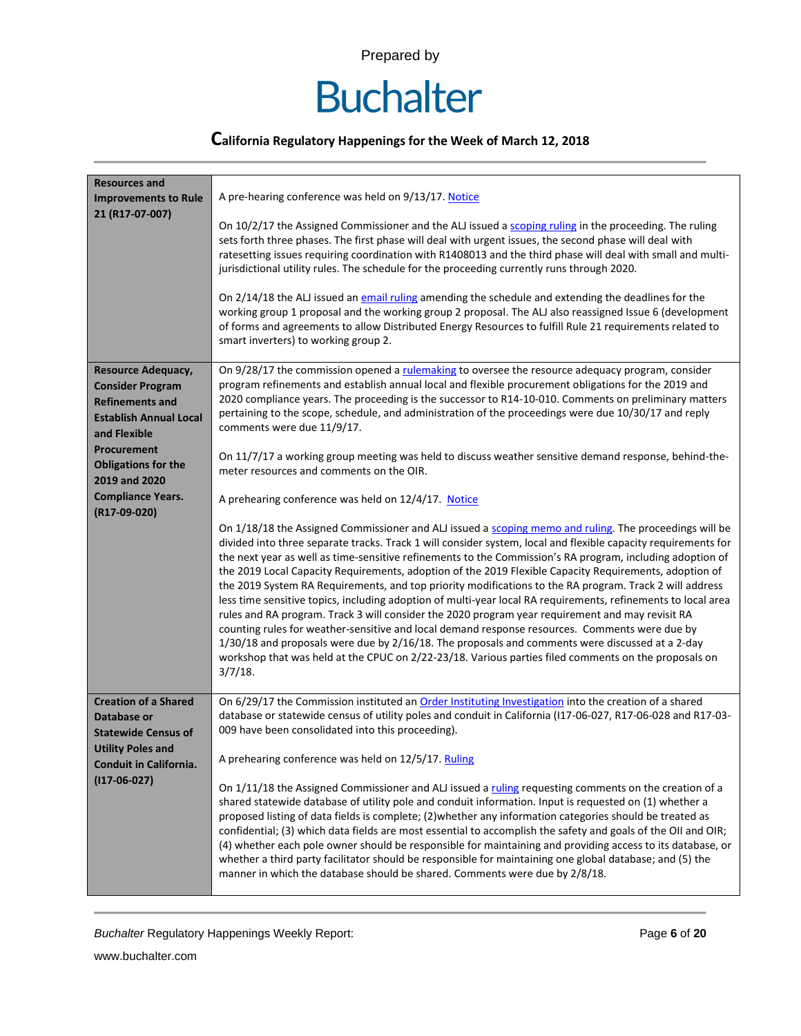| Resources and Improvements to Rule 21 (R17-07-007) | A pre-hearing conference was held on 9/13/17. Notice<br><br>On 10/2/17 the Assigned Commissioner and the ALJ issued a scoping ruling in the proceeding. The ruling sets forth three phases. The first phase will deal with urgent issues, the second phase will deal with ratesetting issues requiring coordination with R1408013 and the third phase will deal with small and multi-jurisdictional utility rules. The schedule for the proceeding currently runs through 2020.<br><br>On 2/14/18 the ALJ issued an email ruling amending the schedule and extending the deadlines for the working group 1 proposal and the working group 2 proposal. The ALJ also reassigned Issue 6 (development of forms and agreements to allow Distributed Energy Resources to fulfill Rule 21 requirements related to smart inverters) to working group 2. |
|---|---|
| **Resource Adequacy, Consider Program Refinements and Establish Annual Local and Flexible Procurement Obligations for the 2019 and 2020 Compliance Years. (R17-09-020)** | On 9/28/17 the commission opened a rulemaking to oversee the resource adequacy program, consider program refinements and establish annual local and flexible procurement obligations for the 2019 and 2020 compliance years. The proceeding is the successor to R14-10-010. Comments on preliminary matters pertaining to the scope, schedule, and administration of the proceedings were due 10/30/17 and reply comments were due 11/9/17.<br><br>On 11/7/17 a working group meeting was held to discuss weather sensitive demand response, behind-the-meter resources and comments on the OIR.<br><br>A prehearing conference was held on 12/4/17. Notice<br><br>On 1/18/18 the Assigned Commissioner and ALJ issued a scoping memo and ruling. The proceedings will be divided into three separate tracks. Track 1 will consider system, local and flexible capacity requirements for the next year as well as time-sensitive refinements to the Commission's RA program, including adoption of the 2019 Local Capacity Requirements, adoption of the 2019 Flexible Capacity Requirements, adoption of the 2019 System RA Requirements, and top priority modifications to the RA program. Track 2 will address less time sensitive topics, including adoption of multi-year local RA requirements, refinements to local area rules and RA program. Track 3 will consider the 2020 program year requirement and may revisit RA counting rules for weather-sensitive and local demand response resources. Comments were due by 1/30/18 and proposals were due by 2/16/18. The proposals and comments were discussed at a 2-day workshop that was held at the CPUC on 2/22-23/18. Various parties filed comments on the proposals on 3/7/18. |
| **Creation of a Shared Database or Statewide Census of Utility Poles and Conduit in California. (I17-06-027)** | On 6/29/17 the Commission instituted an Order Instituting Investigation into the creation of a shared database or statewide census of utility poles and conduit in California (I17-06-027, R17-06-028 and R17-03-009 have been consolidated into this proceeding).<br><br>A prehearing conference was held on 12/5/17. Ruling<br><br>On 1/11/18 the Assigned Commissioner and ALJ issued a ruling requesting comments on the creation of a shared statewide database of utility pole and conduit information. Input is requested on (1) whether a proposed listing of data fields is complete; (2)whether any information categories should be treated as confidential; (3) which data fields are most essential to accomplish the safety and goals of the OII and OIR; (4) whether each pole owner should be responsible for maintaining and providing access to its database, or whether a third party facilitator should be responsible for maintaining one global database; and (5) the manner in which the database should be shared. Comments were due by 2/8/18. |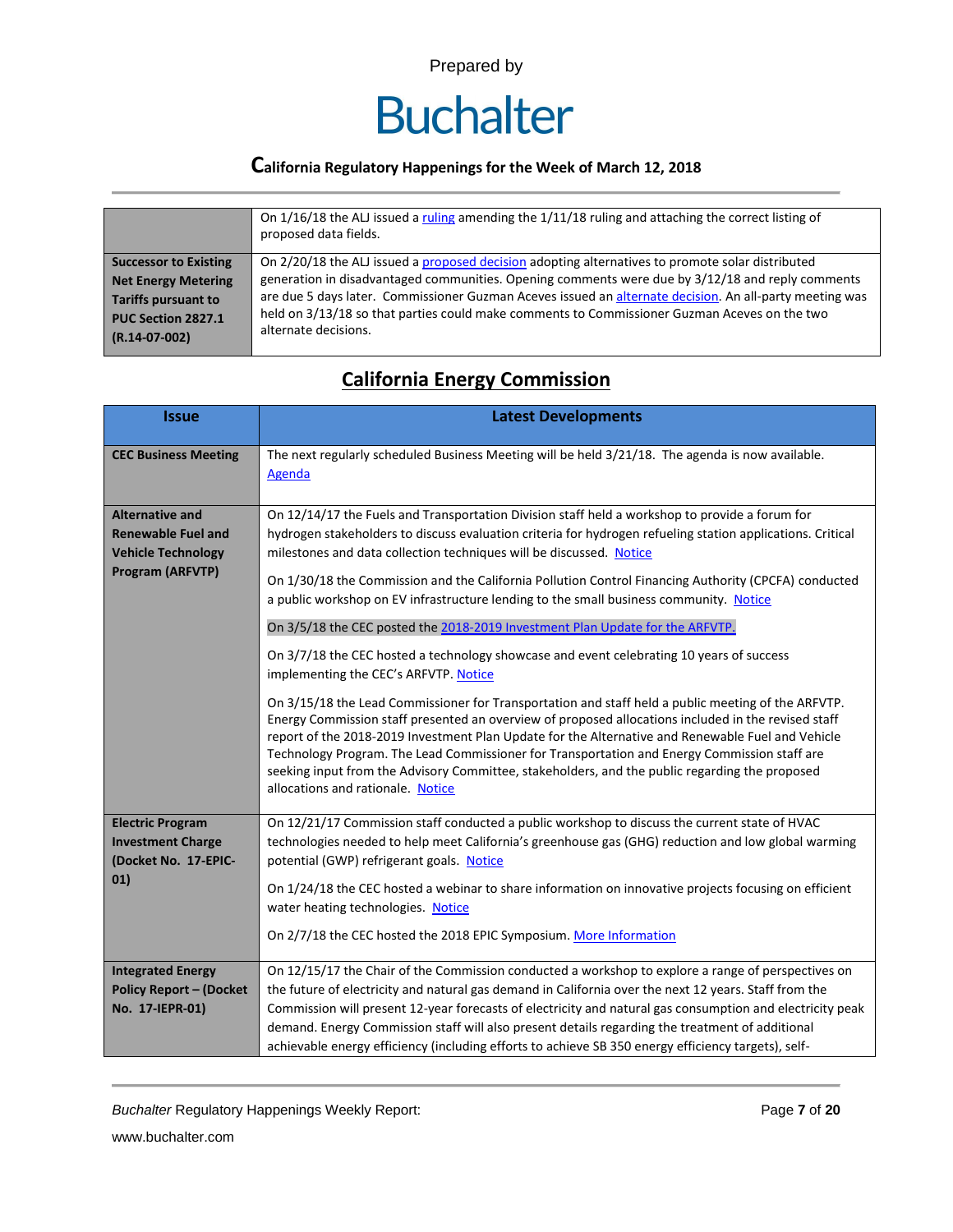| | |
|---|---|
| | On 1/16/18 the ALJ issued a ruling amending the 1/11/18 ruling and attaching the correct listing of proposed data fields. |
| **Successor to Existing Net Energy Metering Tariffs pursuant to PUC Section 2827.1 (R.14-07-002)** | On 2/20/18 the ALJ issued a proposed decision adopting alternatives to promote solar distributed generation in disadvantaged communities. Opening comments were due by 3/12/18 and reply comments are due 5 days later. Commissioner Guzman Aceves issued an alternate decision. An all-party meeting was held on 3/13/18 so that parties could make comments to Commissioner Guzman Aceves on the two alternate decisions. |

## California Energy Commission

| Issue | Latest Developments |
|---|---|
| **CEC Business Meeting** | The next regularly scheduled Business Meeting will be held 3/21/18. The agenda is now available. Agenda |
| **Alternative and Renewable Fuel and Vehicle Technology Program (ARFVTP)** | On 12/14/17 the Fuels and Transportation Division staff held a workshop to provide a forum for hydrogen stakeholders to discuss evaluation criteria for hydrogen refueling station applications. Critical milestones and data collection techniques will be discussed. Notice<br><br>On 1/30/18 the Commission and the California Pollution Control Financing Authority (CPCFA) conducted a public workshop on EV infrastructure lending to the small business community. Notice<br><br>On 3/5/18 the CEC posted the 2018-2019 Investment Plan Update for the ARFVTP.<br><br>On 3/7/18 the CEC hosted a technology showcase and event celebrating 10 years of success implementing the CEC's ARFVTP. Notice<br><br>On 3/15/18 the Lead Commissioner for Transportation and staff held a public meeting of the ARFVTP. Energy Commission staff presented an overview of proposed allocations included in the revised staff report of the 2018-2019 Investment Plan Update for the Alternative and Renewable Fuel and Vehicle Technology Program. The Lead Commissioner for Transportation and Energy Commission staff are seeking input from the Advisory Committee, stakeholders, and the public regarding the proposed allocations and rationale. Notice |
| **Electric Program Investment Charge (Docket No. 17-EPIC-01)** | On 12/21/17 Commission staff conducted a public workshop to discuss the current state of HVAC technologies needed to help meet California's greenhouse gas (GHG) reduction and low global warming potential (GWP) refrigerant goals. Notice<br><br>On 1/24/18 the CEC hosted a webinar to share information on innovative projects focusing on efficient water heating technologies. Notice<br><br>On 2/7/18 the CEC hosted the 2018 EPIC Symposium. More Information |
| **Integrated Energy Policy Report – (Docket No. 17-IEPR-01)** | On 12/15/17 the Chair of the Commission conducted a workshop to explore a range of perspectives on the future of electricity and natural gas demand in California over the next 12 years. Staff from the Commission will present 12-year forecasts of electricity and natural gas consumption and electricity peak demand. Energy Commission staff will also present details regarding the treatment of additional achievable energy efficiency (including efforts to achieve SB 350 energy efficiency targets), self- |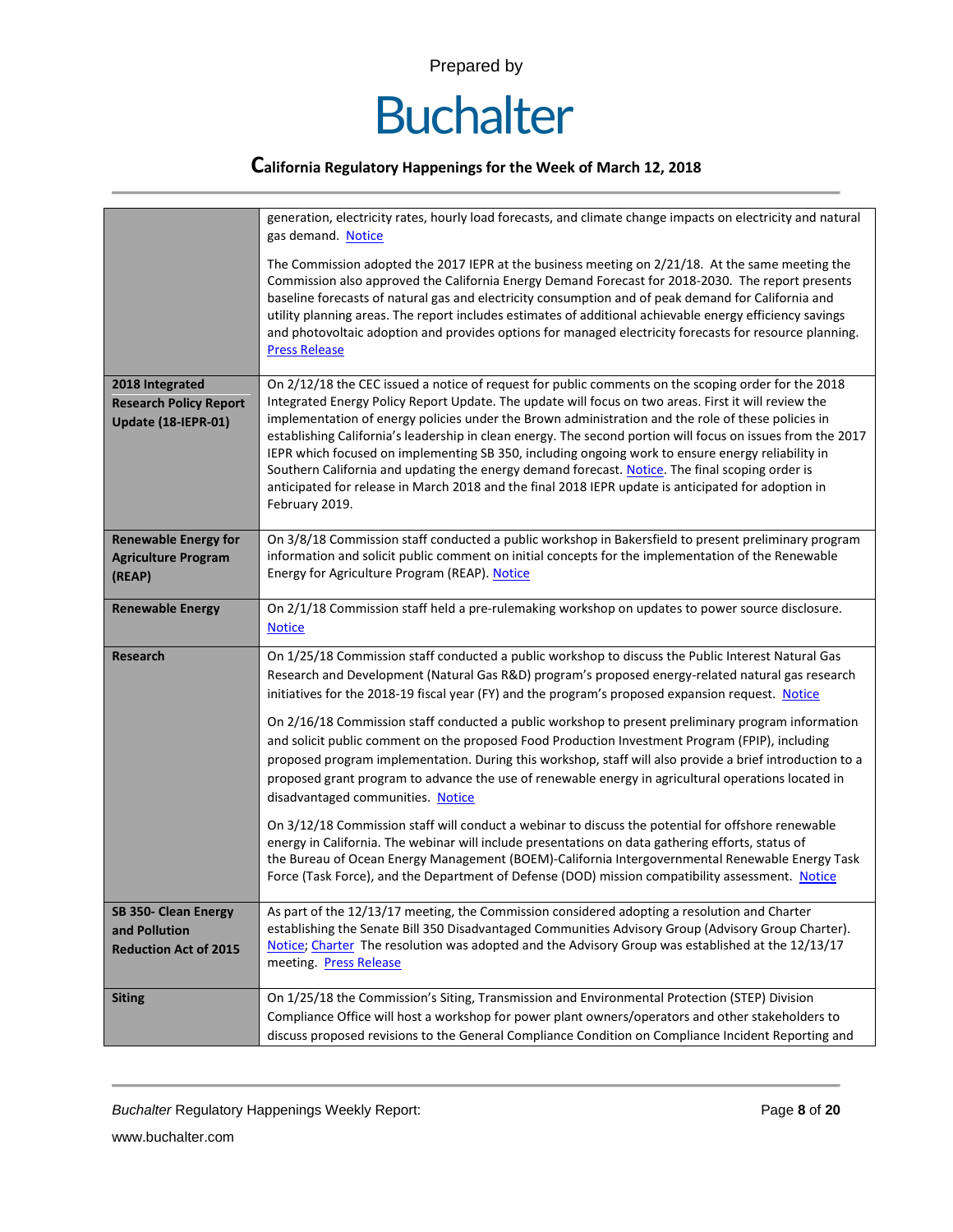| | |
|---|---|
| | generation, electricity rates, hourly load forecasts, and climate change impacts on electricity and natural gas demand. Notice<br><br>The Commission adopted the 2017 IEPR at the business meeting on 2/21/18. At the same meeting the Commission also approved the California Energy Demand Forecast for 2018-2030. The report presents baseline forecasts of natural gas and electricity consumption and of peak demand for California and utility planning areas. The report includes estimates of additional achievable energy efficiency savings and photovoltaic adoption and provides options for managed electricity forecasts for resource planning. Press Release |
| **2018 Integrated Research Policy Report Update (18-IEPR-01)** | On 2/12/18 the CEC issued a notice of request for public comments on the scoping order for the 2018 Integrated Energy Policy Report Update. The update will focus on two areas. First it will review the implementation of energy policies under the Brown administration and the role of these policies in establishing California's leadership in clean energy. The second portion will focus on issues from the 2017 IEPR which focused on implementing SB 350, including ongoing work to ensure energy reliability in Southern California and updating the energy demand forecast. Notice. The final scoping order is anticipated for release in March 2018 and the final 2018 IEPR update is anticipated for adoption in February 2019. |
| **Renewable Energy for Agriculture Program (REAP)** | On 3/8/18 Commission staff conducted a public workshop in Bakersfield to present preliminary program information and solicit public comment on initial concepts for the implementation of the Renewable Energy for Agriculture Program (REAP). Notice |
| **Renewable Energy** | On 2/1/18 Commission staff held a pre-rulemaking workshop on updates to power source disclosure. Notice |
| **Research** | On 1/25/18 Commission staff conducted a public workshop to discuss the Public Interest Natural Gas Research and Development (Natural Gas R&D) program's proposed energy-related natural gas research initiatives for the 2018-19 fiscal year (FY) and the program's proposed expansion request. Notice<br><br>On 2/16/18 Commission staff conducted a public workshop to present preliminary program information and solicit public comment on the proposed Food Production Investment Program (FPIP), including proposed program implementation. During this workshop, staff will also provide a brief introduction to a proposed grant program to advance the use of renewable energy in agricultural operations located in disadvantaged communities. Notice<br><br>On 3/12/18 Commission staff will conduct a webinar to discuss the potential for offshore renewable energy in California. The webinar will include presentations on data gathering efforts, status of the Bureau of Ocean Energy Management (BOEM)-California Intergovernmental Renewable Energy Task Force (Task Force), and the Department of Defense (DOD) mission compatibility assessment. Notice |
| **SB 350- Clean Energy and Pollution Reduction Act of 2015** | As part of the 12/13/17 meeting, the Commission considered adopting a resolution and Charter establishing the Senate Bill 350 Disadvantaged Communities Advisory Group (Advisory Group Charter). Notice; Charter The resolution was adopted and the Advisory Group was established at the 12/13/17 meeting. Press Release |
| **Siting** | On 1/25/18 the Commission's Siting, Transmission and Environmental Protection (STEP) Division Compliance Office will host a workshop for power plant owners/operators and other stakeholders to discuss proposed revisions to the General Compliance Condition on Compliance Incident Reporting and |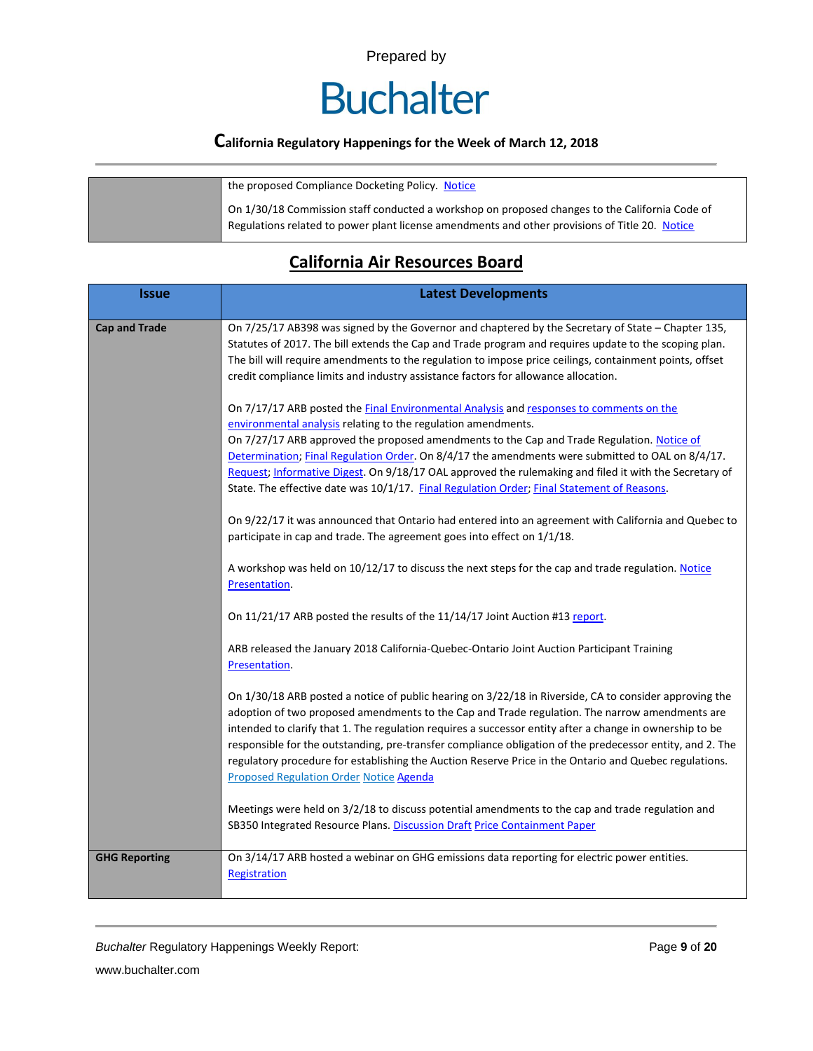| | |
|---|---|
| | the proposed Compliance Docketing Policy. Notice<br><br>On 1/30/18 Commission staff conducted a workshop on proposed changes to the California Code of Regulations related to power plant license amendments and other provisions of Title 20. Notice |

## California Air Resources Board

| Issue | Latest Developments |
|---|---|
| **Cap and Trade** | On 7/25/17 AB398 was signed by the Governor and chaptered by the Secretary of State – Chapter 135, Statutes of 2017. The bill extends the Cap and Trade program and requires update to the scoping plan. The bill will require amendments to the regulation to impose price ceilings, containment points, offset credit compliance limits and industry assistance factors for allowance allocation.<br><br>On 7/17/17 ARB posted the Final Environmental Analysis and responses to comments on the environmental analysis relating to the regulation amendments.<br>On 7/27/17 ARB approved the proposed amendments to the Cap and Trade Regulation. Notice of Determination; Final Regulation Order. On 8/4/17 the amendments were submitted to OAL on 8/4/17. Request; Informative Digest. On 9/18/17 OAL approved the rulemaking and filed it with the Secretary of State. The effective date was 10/1/17. Final Regulation Order; Final Statement of Reasons.<br><br>On 9/22/17 it was announced that Ontario had entered into an agreement with California and Quebec to participate in cap and trade. The agreement goes into effect on 1/1/18.<br><br>A workshop was held on 10/12/17 to discuss the next steps for the cap and trade regulation. Notice Presentation.<br><br>On 11/21/17 ARB posted the results of the 11/14/17 Joint Auction #13 report.<br><br>ARB released the January 2018 California-Quebec-Ontario Joint Auction Participant Training Presentation.<br><br>On 1/30/18 ARB posted a notice of public hearing on 3/22/18 in Riverside, CA to consider approving the adoption of two proposed amendments to the Cap and Trade regulation. The narrow amendments are intended to clarify that 1. The regulation requires a successor entity after a change in ownership to be responsible for the outstanding, pre-transfer compliance obligation of the predecessor entity, and 2. The regulatory procedure for establishing the Auction Reserve Price in the Ontario and Quebec regulations. Proposed Regulation Order Notice Agenda<br><br>Meetings were held on 3/2/18 to discuss potential amendments to the cap and trade regulation and SB350 Integrated Resource Plans. Discussion Draft Price Containment Paper |
| **GHG Reporting** | On 3/14/17 ARB hosted a webinar on GHG emissions data reporting for electric power entities. Registration |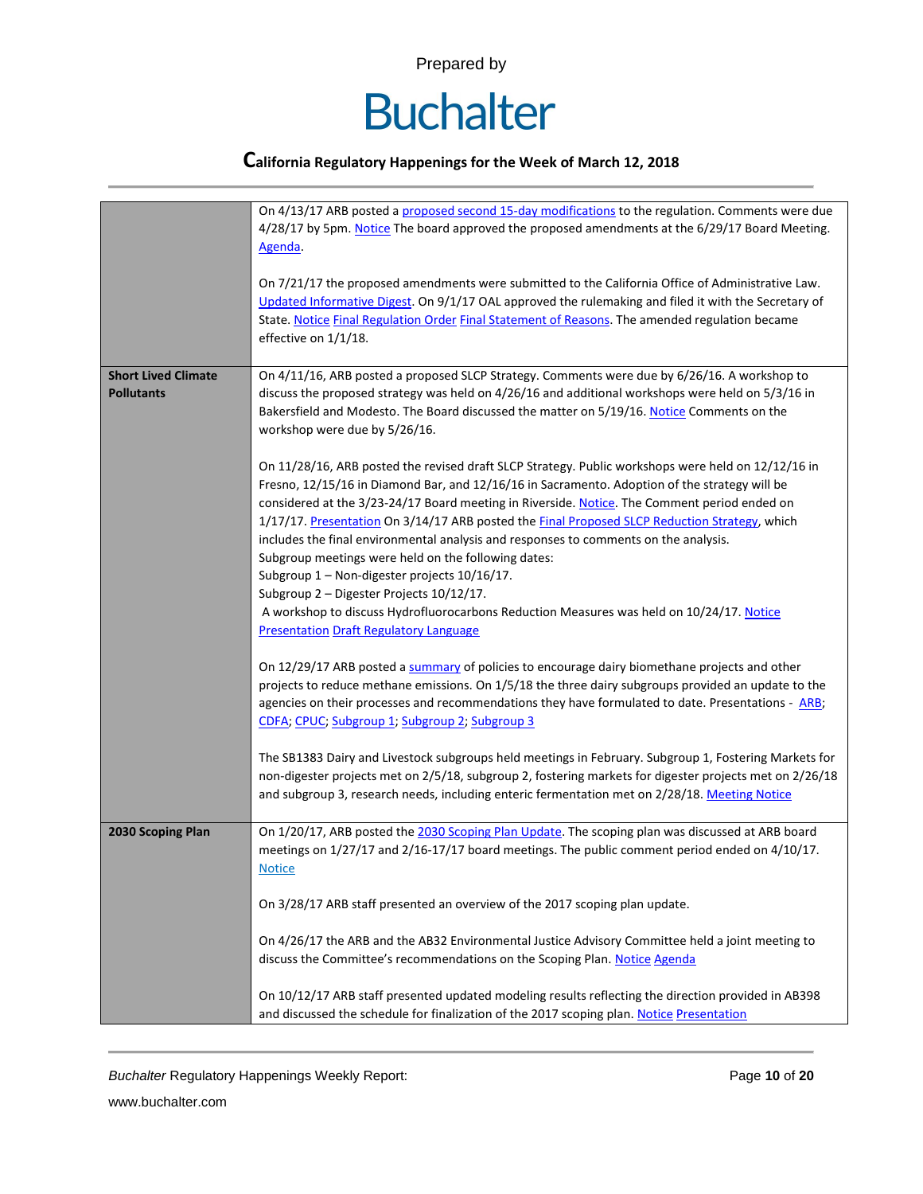| | |
|---|---|
| | On 4/13/17 ARB posted a proposed second 15-day modifications to the regulation. Comments were due 4/28/17 by 5pm. Notice The board approved the proposed amendments at the 6/29/17 Board Meeting. Agenda.<br><br>On 7/21/17 the proposed amendments were submitted to the California Office of Administrative Law. Updated Informative Digest. On 9/1/17 OAL approved the rulemaking and filed it with the Secretary of State. Notice Final Regulation Order Final Statement of Reasons. The amended regulation became effective on 1/1/18. |
| **Short Lived Climate Pollutants** | On 4/11/16, ARB posted a proposed SLCP Strategy. Comments were due by 6/26/16. A workshop to discuss the proposed strategy was held on 4/26/16 and additional workshops were held on 5/3/16 in Bakersfield and Modesto. The Board discussed the matter on 5/19/16. Notice Comments on the workshop were due by 5/26/16.<br><br>On 11/28/16, ARB posted the revised draft SLCP Strategy. Public workshops were held on 12/12/16 in Fresno, 12/15/16 in Diamond Bar, and 12/16/16 in Sacramento. Adoption of the strategy will be considered at the 3/23-24/17 Board meeting in Riverside. Notice. The Comment period ended on 1/17/17. Presentation On 3/14/17 ARB posted the Final Proposed SLCP Reduction Strategy, which includes the final environmental analysis and responses to comments on the analysis.<br>Subgroup meetings were held on the following dates:<br>Subgroup 1 – Non-digester projects 10/16/17.<br>Subgroup 2 – Digester Projects 10/12/17.<br>A workshop to discuss Hydrofluorocarbons Reduction Measures was held on 10/24/17. Notice Presentation Draft Regulatory Language<br><br>On 12/29/17 ARB posted a summary of policies to encourage dairy biomethane projects and other projects to reduce methane emissions. On 1/5/18 the three dairy subgroups provided an update to the agencies on their processes and recommendations they have formulated to date. Presentations - ARB; CDFA; CPUC; Subgroup 1; Subgroup 2; Subgroup 3<br><br>The SB1383 Dairy and Livestock subgroups held meetings in February. Subgroup 1, Fostering Markets for non-digester projects met on 2/5/18, subgroup 2, fostering markets for digester projects met on 2/26/18 and subgroup 3, research needs, including enteric fermentation met on 2/28/18. Meeting Notice |
| **2030 Scoping Plan** | On 1/20/17, ARB posted the 2030 Scoping Plan Update. The scoping plan was discussed at ARB board meetings on 1/27/17 and 2/16-17/17 board meetings. The public comment period ended on 4/10/17. Notice<br><br>On 3/28/17 ARB staff presented an overview of the 2017 scoping plan update.<br><br>On 4/26/17 the ARB and the AB32 Environmental Justice Advisory Committee held a joint meeting to discuss the Committee's recommendations on the Scoping Plan. Notice Agenda<br><br>On 10/12/17 ARB staff presented updated modeling results reflecting the direction provided in AB398 and discussed the schedule for finalization of the 2017 scoping plan. Notice Presentation |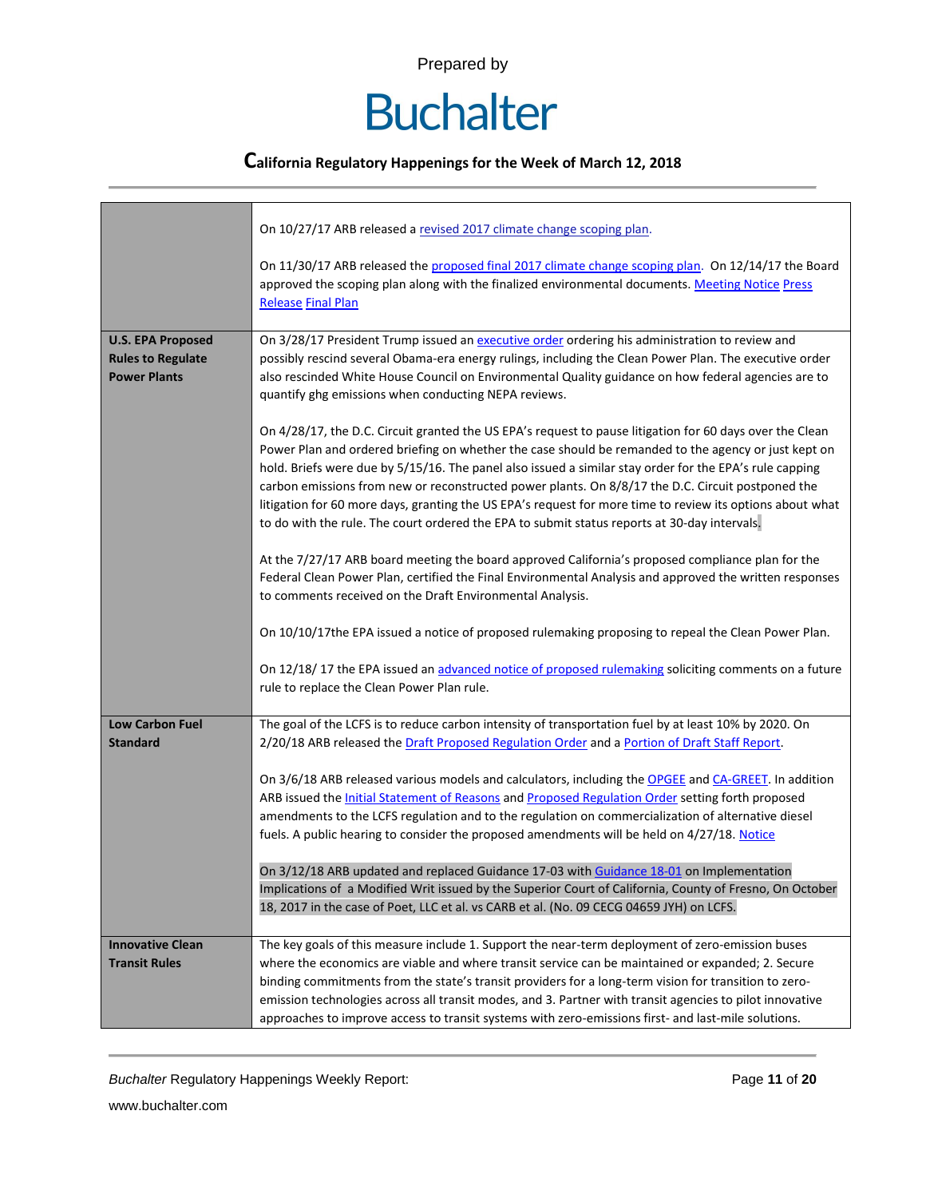| | |
|---|---|
| | On 10/27/17 ARB released a revised 2017 climate change scoping plan.<br><br>On 11/30/17 ARB released the proposed final 2017 climate change scoping plan. On 12/14/17 the Board approved the scoping plan along with the finalized environmental documents. Meeting Notice Press Release Final Plan |
| **U.S. EPA Proposed Rules to Regulate Power Plants** | On 3/28/17 President Trump issued an executive order ordering his administration to review and possibly rescind several Obama-era energy rulings, including the Clean Power Plan. The executive order also rescinded White House Council on Environmental Quality guidance on how federal agencies are to quantify ghg emissions when conducting NEPA reviews.<br><br>On 4/28/17, the D.C. Circuit granted the US EPA's request to pause litigation for 60 days over the Clean Power Plan and ordered briefing on whether the case should be remanded to the agency or just kept on hold. Briefs were due by 5/15/16. The panel also issued a similar stay order for the EPA's rule capping carbon emissions from new or reconstructed power plants. On 8/8/17 the D.C. Circuit postponed the litigation for 60 more days, granting the US EPA's request for more time to review its options about what to do with the rule. The court ordered the EPA to submit status reports at 30-day intervals.<br><br>At the 7/27/17 ARB board meeting the board approved California's proposed compliance plan for the Federal Clean Power Plan, certified the Final Environmental Analysis and approved the written responses to comments received on the Draft Environmental Analysis.<br><br>On 10/10/17the EPA issued a notice of proposed rulemaking proposing to repeal the Clean Power Plan.<br><br>On 12/18/ 17 the EPA issued an advanced notice of proposed rulemaking soliciting comments on a future rule to replace the Clean Power Plan rule. |
| **Low Carbon Fuel Standard** | The goal of the LCFS is to reduce carbon intensity of transportation fuel by at least 10% by 2020. On 2/20/18 ARB released the Draft Proposed Regulation Order and a Portion of Draft Staff Report.<br><br>On 3/6/18 ARB released various models and calculators, including the OPGEE and CA-GREET. In addition ARB issued the Initial Statement of Reasons and Proposed Regulation Order setting forth proposed amendments to the LCFS regulation and to the regulation on commercialization of alternative diesel fuels. A public hearing to consider the proposed amendments will be held on 4/27/18. Notice<br><br>On 3/12/18 ARB updated and replaced Guidance 17-03 with Guidance 18-01 on Implementation Implications of a Modified Writ issued by the Superior Court of California, County of Fresno, On October 18, 2017 in the case of Poet, LLC et al. vs CARB et al. (No. 09 CECG 04659 JYH) on LCFS. |
| **Innovative Clean Transit Rules** | The key goals of this measure include 1. Support the near-term deployment of zero-emission buses where the economics are viable and where transit service can be maintained or expanded; 2. Secure binding commitments from the state's transit providers for a long-term vision for transition to zero-emission technologies across all transit modes, and 3. Partner with transit agencies to pilot innovative approaches to improve access to transit systems with zero-emissions first- and last-mile solutions. |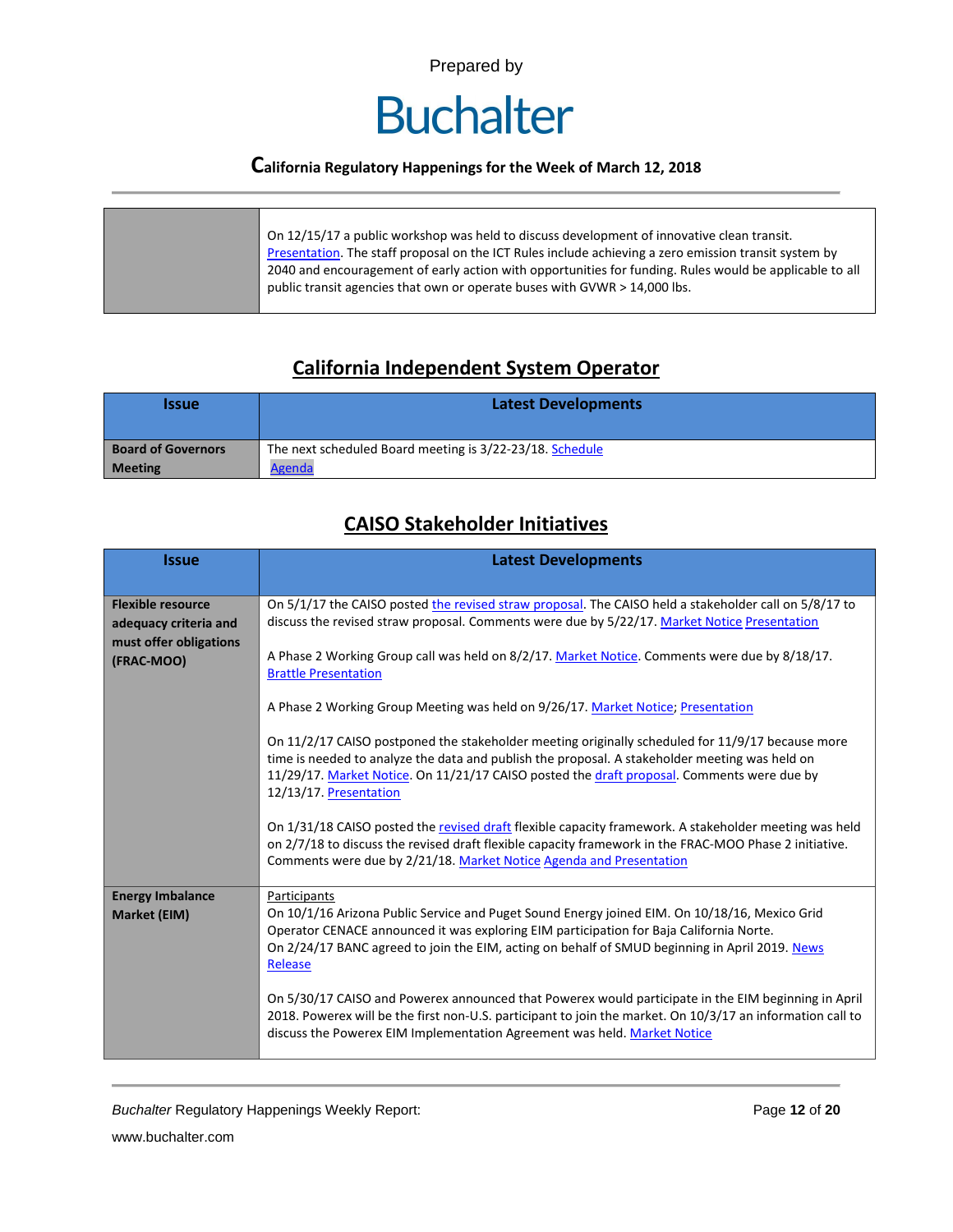|  | On 12/15/17 a public workshop was held to discuss development of innovative clean transit. Presentation. The staff proposal on the ICT Rules include achieving a zero emission transit system by 2040 and encouragement of early action with opportunities for funding. Rules would be applicable to all public transit agencies that own or operate buses with GVWR > 14,000 lbs. |
|---|---|

## California Independent System Operator

| Issue | Latest Developments |
|---|---|
| **Board of Governors Meeting** | The next scheduled Board meeting is 3/22-23/18. Schedule Agenda |

## CAISO Stakeholder Initiatives

| Issue | Latest Developments |
|---|---|
| **Flexible resource adequacy criteria and must offer obligations (FRAC-MOO)** | On 5/1/17 the CAISO posted the revised straw proposal. The CAISO held a stakeholder call on 5/8/17 to discuss the revised straw proposal. Comments were due by 5/22/17. Market Notice Presentation<br><br>A Phase 2 Working Group call was held on 8/2/17. Market Notice. Comments were due by 8/18/17. Brattle Presentation<br><br>A Phase 2 Working Group Meeting was held on 9/26/17. Market Notice; Presentation<br><br>On 11/2/17 CAISO postponed the stakeholder meeting originally scheduled for 11/9/17 because more time is needed to analyze the data and publish the proposal. A stakeholder meeting was held on 11/29/17. Market Notice. On 11/21/17 CAISO posted the draft proposal. Comments were due by 12/13/17. Presentation<br><br>On 1/31/18 CAISO posted the revised draft flexible capacity framework. A stakeholder meeting was held on 2/7/18 to discuss the revised draft flexible capacity framework in the FRAC-MOO Phase 2 initiative. Comments were due by 2/21/18. Market Notice Agenda and Presentation |
| **Energy Imbalance Market (EIM)** | Participants<br>On 10/1/16 Arizona Public Service and Puget Sound Energy joined EIM. On 10/18/16, Mexico Grid Operator CENACE announced it was exploring EIM participation for Baja California Norte.<br>On 2/24/17 BANC agreed to join the EIM, acting on behalf of SMUD beginning in April 2019. News Release<br><br>On 5/30/17 CAISO and Powerex announced that Powerex would participate in the EIM beginning in April 2018. Powerex will be the first non-U.S. participant to join the market. On 10/3/17 an information call to discuss the Powerex EIM Implementation Agreement was held. Market Notice |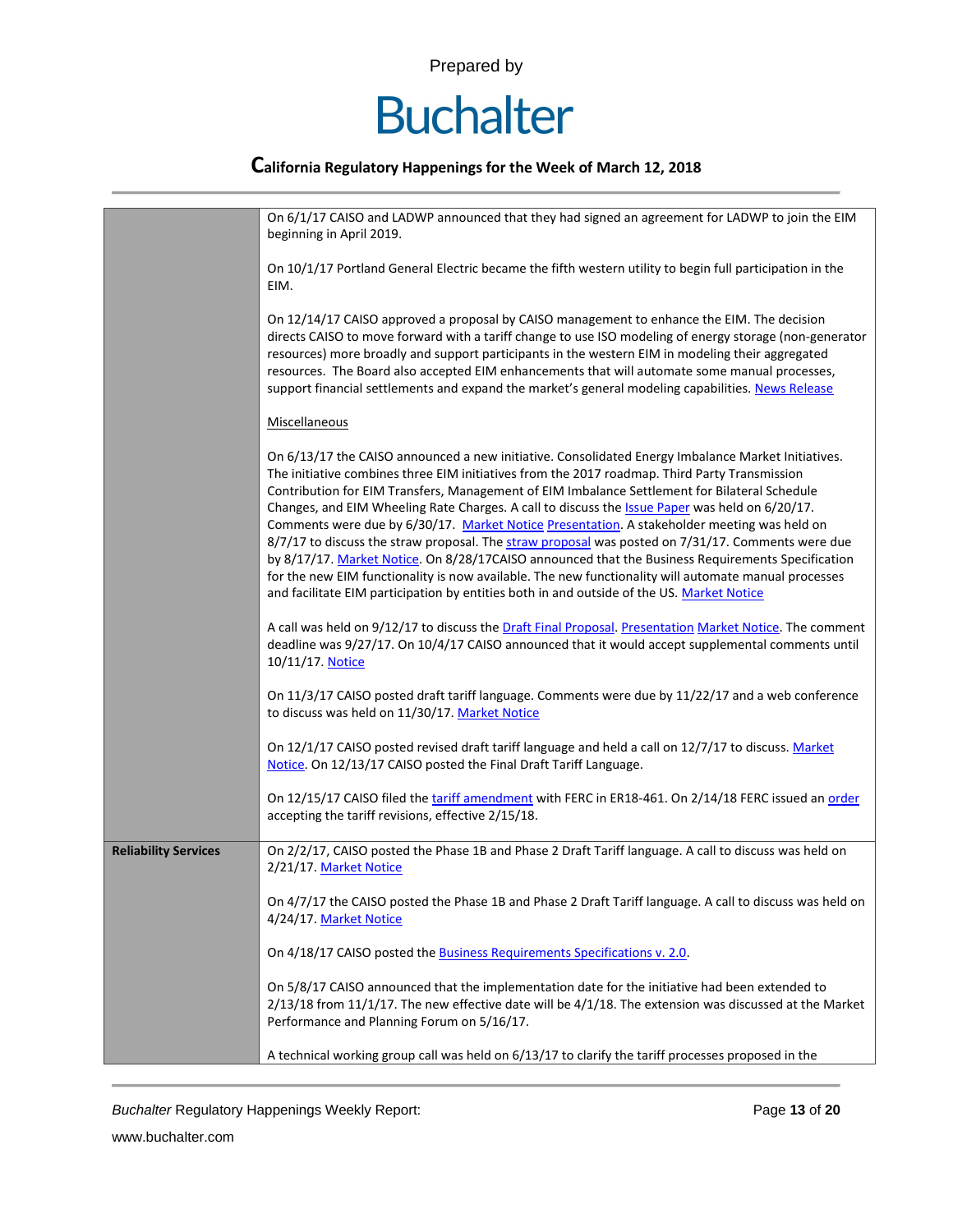| | |
|---|---|
| | On 6/1/17 CAISO and LADWP announced that they had signed an agreement for LADWP to join the EIM beginning in April 2019.<br><br>On 10/1/17 Portland General Electric became the fifth western utility to begin full participation in the EIM.<br><br>On 12/14/17 CAISO approved a proposal by CAISO management to enhance the EIM. The decision directs CAISO to move forward with a tariff change to use ISO modeling of energy storage (non-generator resources) more broadly and support participants in the western EIM in modeling their aggregated resources. The Board also accepted EIM enhancements that will automate some manual processes, support financial settlements and expand the market's general modeling capabilities. News Release<br><br>Miscellaneous<br><br>On 6/13/17 the CAISO announced a new initiative. Consolidated Energy Imbalance Market Initiatives. The initiative combines three EIM initiatives from the 2017 roadmap. Third Party Transmission Contribution for EIM Transfers, Management of EIM Imbalance Settlement for Bilateral Schedule Changes, and EIM Wheeling Rate Charges. A call to discuss the Issue Paper was held on 6/20/17. Comments were due by 6/30/17. Market Notice Presentation. A stakeholder meeting was held on 8/7/17 to discuss the straw proposal. The straw proposal was posted on 7/31/17. Comments were due by 8/17/17. Market Notice. On 8/28/17CAISO announced that the Business Requirements Specification for the new EIM functionality is now available. The new functionality will automate manual processes and facilitate EIM participation by entities both in and outside of the US. Market Notice<br><br>A call was held on 9/12/17 to discuss the Draft Final Proposal. Presentation Market Notice. The comment deadline was 9/27/17. On 10/4/17 CAISO announced that it would accept supplemental comments until 10/11/17. Notice<br><br>On 11/3/17 CAISO posted draft tariff language. Comments were due by 11/22/17 and a web conference to discuss was held on 11/30/17. Market Notice<br><br>On 12/1/17 CAISO posted revised draft tariff language and held a call on 12/7/17 to discuss. Market Notice. On 12/13/17 CAISO posted the Final Draft Tariff Language.<br><br>On 12/15/17 CAISO filed the tariff amendment with FERC in ER18-461. On 2/14/18 FERC issued an order accepting the tariff revisions, effective 2/15/18. |
| **Reliability Services** | On 2/2/17, CAISO posted the Phase 1B and Phase 2 Draft Tariff language. A call to discuss was held on 2/21/17. Market Notice<br><br>On 4/7/17 the CAISO posted the Phase 1B and Phase 2 Draft Tariff language. A call to discuss was held on 4/24/17. Market Notice<br><br>On 4/18/17 CAISO posted the Business Requirements Specifications v. 2.0.<br><br>On 5/8/17 CAISO announced that the implementation date for the initiative had been extended to 2/13/18 from 11/1/17. The new effective date will be 4/1/18. The extension was discussed at the Market Performance and Planning Forum on 5/16/17.<br><br>A technical working group call was held on 6/13/17 to clarify the tariff processes proposed in the |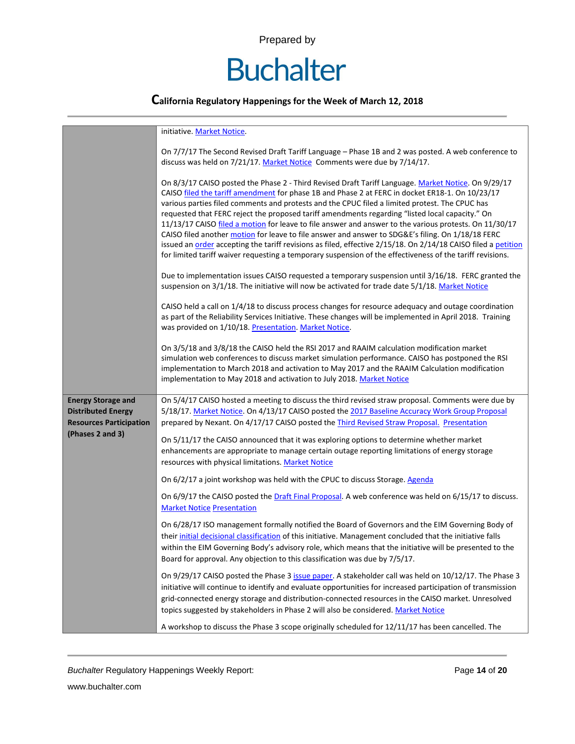| | |
|---|---|
| | initiative. Market Notice.<br><br>On 7/7/17 The Second Revised Draft Tariff Language – Phase 1B and 2 was posted. A web conference to discuss was held on 7/21/17. Market Notice Comments were due by 7/14/17.<br><br>On 8/3/17 CAISO posted the Phase 2 - Third Revised Draft Tariff Language. Market Notice. On 9/29/17 CAISO filed the tariff amendment for phase 1B and Phase 2 at FERC in docket ER18-1. On 10/23/17 various parties filed comments and protests and the CPUC filed a limited protest. The CPUC has requested that FERC reject the proposed tariff amendments regarding "listed local capacity." On 11/13/17 CAISO filed a motion for leave to file answer and answer to the various protests. On 11/30/17 CAISO filed another motion for leave to file answer and answer to SDG&E's filing. On 1/18/18 FERC issued an order accepting the tariff revisions as filed, effective 2/15/18. On 2/14/18 CAISO filed a petition for limited tariff waiver requesting a temporary suspension of the effectiveness of the tariff revisions.<br><br>Due to implementation issues CAISO requested a temporary suspension until 3/16/18. FERC granted the suspension on 3/1/18. The initiative will now be activated for trade date 5/1/18. Market Notice<br><br>CAISO held a call on 1/4/18 to discuss process changes for resource adequacy and outage coordination as part of the Reliability Services Initiative. These changes will be implemented in April 2018. Training was provided on 1/10/18. Presentation. Market Notice.<br><br>On 3/5/18 and 3/8/18 the CAISO held the RSI 2017 and RAAIM calculation modification market simulation web conferences to discuss market simulation performance. CAISO has postponed the RSI implementation to March 2018 and activation to May 2017 and the RAAIM Calculation modification implementation to May 2018 and activation to July 2018. Market Notice |
| **Energy Storage and Distributed Energy Resources Participation (Phases 2 and 3)** | On 5/4/17 CAISO hosted a meeting to discuss the third revised straw proposal. Comments were due by 5/18/17. Market Notice. On 4/13/17 CAISO posted the 2017 Baseline Accuracy Work Group Proposal prepared by Nexant. On 4/17/17 CAISO posted the Third Revised Straw Proposal. Presentation<br><br>On 5/11/17 the CAISO announced that it was exploring options to determine whether market enhancements are appropriate to manage certain outage reporting limitations of energy storage resources with physical limitations. Market Notice<br><br>On 6/2/17 a joint workshop was held with the CPUC to discuss Storage. Agenda<br><br>On 6/9/17 the CAISO posted the Draft Final Proposal. A web conference was held on 6/15/17 to discuss. Market Notice Presentation<br><br>On 6/28/17 ISO management formally notified the Board of Governors and the EIM Governing Body of their initial decisional classification of this initiative. Management concluded that the initiative falls within the EIM Governing Body's advisory role, which means that the initiative will be presented to the Board for approval. Any objection to this classification was due by 7/5/17.<br><br>On 9/29/17 CAISO posted the Phase 3 issue paper. A stakeholder call was held on 10/12/17. The Phase 3 initiative will continue to identify and evaluate opportunities for increased participation of transmission grid-connected energy storage and distribution-connected resources in the CAISO market. Unresolved topics suggested by stakeholders in Phase 2 will also be considered. Market Notice<br><br>A workshop to discuss the Phase 3 scope originally scheduled for 12/11/17 has been cancelled. The |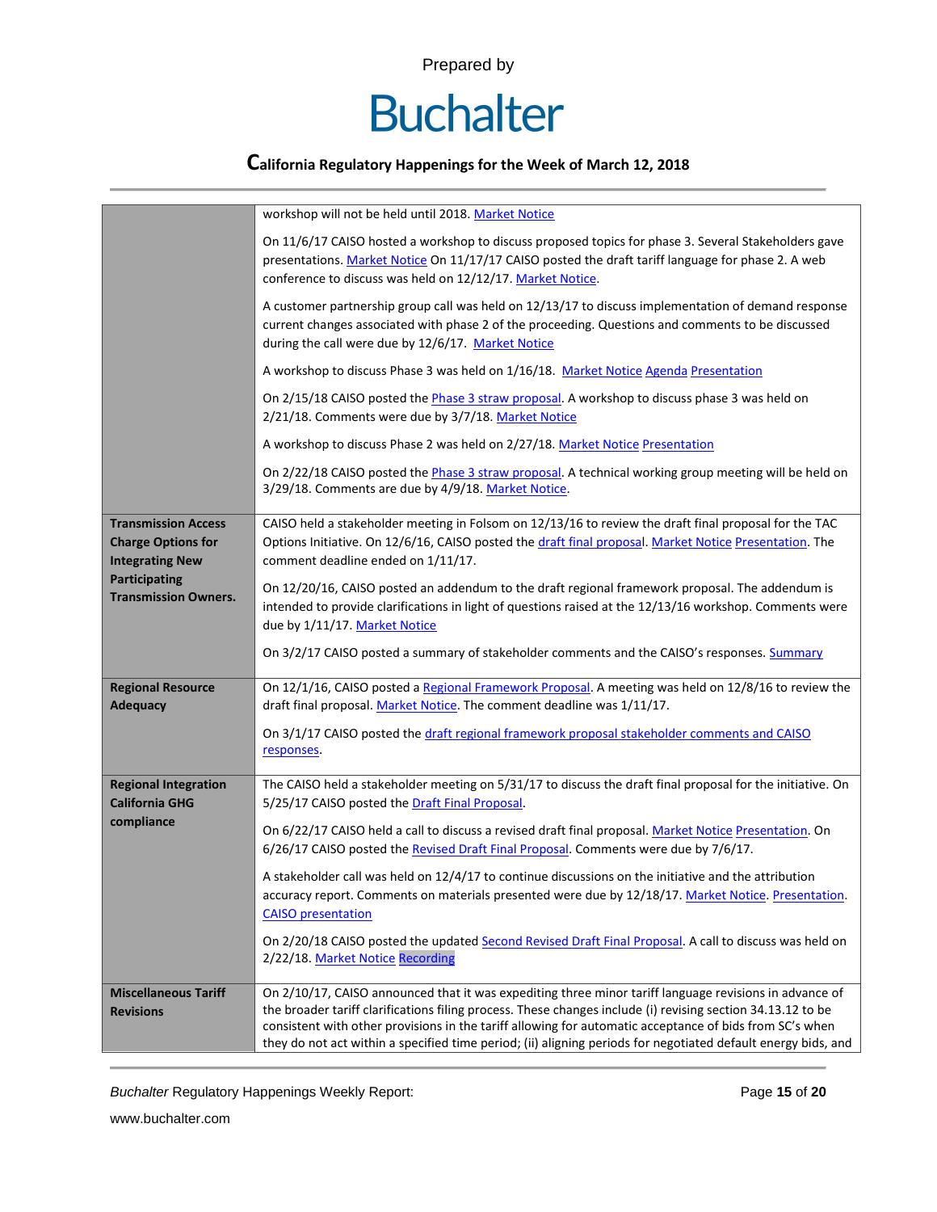| | |
|---|---|
| | workshop will not be held until 2018. Market Notice<br><br>On 11/6/17 CAISO hosted a workshop to discuss proposed topics for phase 3. Several Stakeholders gave presentations. Market Notice On 11/17/17 CAISO posted the draft tariff language for phase 2. A web conference to discuss was held on 12/12/17. Market Notice.<br><br>A customer partnership group call was held on 12/13/17 to discuss implementation of demand response current changes associated with phase 2 of the proceeding. Questions and comments to be discussed during the call were due by 12/6/17. Market Notice<br><br>A workshop to discuss Phase 3 was held on 1/16/18. Market Notice Agenda Presentation<br><br>On 2/15/18 CAISO posted the Phase 3 straw proposal. A workshop to discuss phase 3 was held on 2/21/18. Comments were due by 3/7/18. Market Notice<br><br>A workshop to discuss Phase 2 was held on 2/27/18. Market Notice Presentation<br><br>On 2/22/18 CAISO posted the Phase 3 straw proposal. A technical working group meeting will be held on 3/29/18. Comments are due by 4/9/18. Market Notice. |
| **Transmission Access Charge Options for Integrating New Participating Transmission Owners.** | CAISO held a stakeholder meeting in Folsom on 12/13/16 to review the draft final proposal for the TAC Options Initiative. On 12/6/16, CAISO posted the draft final proposal. Market Notice Presentation. The comment deadline ended on 1/11/17.<br><br>On 12/20/16, CAISO posted an addendum to the draft regional framework proposal. The addendum is intended to provide clarifications in light of questions raised at the 12/13/16 workshop. Comments were due by 1/11/17. Market Notice<br><br>On 3/2/17 CAISO posted a summary of stakeholder comments and the CAISO's responses. Summary |
| **Regional Resource Adequacy** | On 12/1/16, CAISO posted a Regional Framework Proposal. A meeting was held on 12/8/16 to review the draft final proposal. Market Notice. The comment deadline was 1/11/17.<br><br>On 3/1/17 CAISO posted the draft regional framework proposal stakeholder comments and CAISO responses. |
| **Regional Integration California GHG compliance** | The CAISO held a stakeholder meeting on 5/31/17 to discuss the draft final proposal for the initiative. On 5/25/17 CAISO posted the Draft Final Proposal.<br><br>On 6/22/17 CAISO held a call to discuss a revised draft final proposal. Market Notice Presentation. On 6/26/17 CAISO posted the Revised Draft Final Proposal. Comments were due by 7/6/17.<br><br>A stakeholder call was held on 12/4/17 to continue discussions on the initiative and the attribution accuracy report. Comments on materials presented were due by 12/18/17. Market Notice. Presentation. CAISO presentation<br><br>On 2/20/18 CAISO posted the updated Second Revised Draft Final Proposal. A call to discuss was held on 2/22/18. Market Notice Recording |
| **Miscellaneous Tariff Revisions** | On 2/10/17, CAISO announced that it was expediting three minor tariff language revisions in advance of the broader tariff clarifications filing process. These changes include (i) revising section 34.13.12 to be consistent with other provisions in the tariff allowing for automatic acceptance of bids from SC's when they do not act within a specified time period; (ii) aligning periods for negotiated default energy bids, and |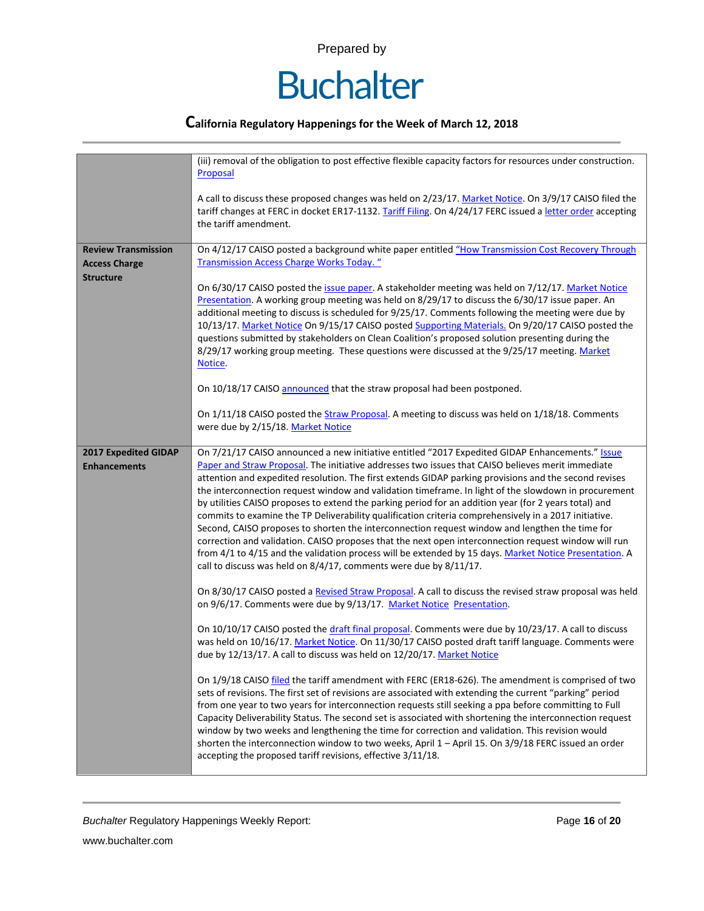| | |
|---|---|
| | (iii) removal of the obligation to post effective flexible capacity factors for resources under construction. Proposal<br><br>A call to discuss these proposed changes was held on 2/23/17. Market Notice. On 3/9/17 CAISO filed the tariff changes at FERC in docket ER17-1132. Tariff Filing. On 4/24/17 FERC issued a letter order accepting the tariff amendment. |
| **Review Transmission Access Charge Structure** | On 4/12/17 CAISO posted a background white paper entitled "How Transmission Cost Recovery Through Transmission Access Charge Works Today. "<br><br>On 6/30/17 CAISO posted the issue paper. A stakeholder meeting was held on 7/12/17. Market Notice Presentation. A working group meeting was held on 8/29/17 to discuss the 6/30/17 issue paper. An additional meeting to discuss is scheduled for 9/25/17. Comments following the meeting were due by 10/13/17. Market Notice On 9/15/17 CAISO posted Supporting Materials. On 9/20/17 CAISO posted the questions submitted by stakeholders on Clean Coalition's proposed solution presenting during the 8/29/17 working group meeting. These questions were discussed at the 9/25/17 meeting. Market Notice.<br><br>On 10/18/17 CAISO announced that the straw proposal had been postponed.<br><br>On 1/11/18 CAISO posted the Straw Proposal. A meeting to discuss was held on 1/18/18. Comments were due by 2/15/18. Market Notice |
| **2017 Expedited GIDAP Enhancements** | On 7/21/17 CAISO announced a new initiative entitled "2017 Expedited GIDAP Enhancements." Issue Paper and Straw Proposal. The initiative addresses two issues that CAISO believes merit immediate attention and expedited resolution. The first extends GIDAP parking provisions and the second revises the interconnection request window and validation timeframe. In light of the slowdown in procurement by utilities CAISO proposes to extend the parking period for an addition year (for 2 years total) and commits to examine the TP Deliverability qualification criteria comprehensively in a 2017 initiative. Second, CAISO proposes to shorten the interconnection request window and lengthen the time for correction and validation. CAISO proposes that the next open interconnection request window will run from 4/1 to 4/15 and the validation process will be extended by 15 days. Market Notice Presentation. A call to discuss was held on 8/4/17, comments were due by 8/11/17.<br><br>On 8/30/17 CAISO posted a Revised Straw Proposal. A call to discuss the revised straw proposal was held on 9/6/17. Comments were due by 9/13/17. Market Notice Presentation.<br><br>On 10/10/17 CAISO posted the draft final proposal. Comments were due by 10/23/17. A call to discuss was held on 10/16/17. Market Notice. On 11/30/17 CAISO posted draft tariff language. Comments were due by 12/13/17. A call to discuss was held on 12/20/17. Market Notice<br><br>On 1/9/18 CAISO filed the tariff amendment with FERC (ER18-626). The amendment is comprised of two sets of revisions. The first set of revisions are associated with extending the current "parking" period from one year to two years for interconnection requests still seeking a ppa before committing to Full Capacity Deliverability Status. The second set is associated with shortening the interconnection request window by two weeks and lengthening the time for correction and validation. This revision would shorten the interconnection window to two weeks, April 1 – April 15. On 3/9/18 FERC issued an order accepting the proposed tariff revisions, effective 3/11/18. |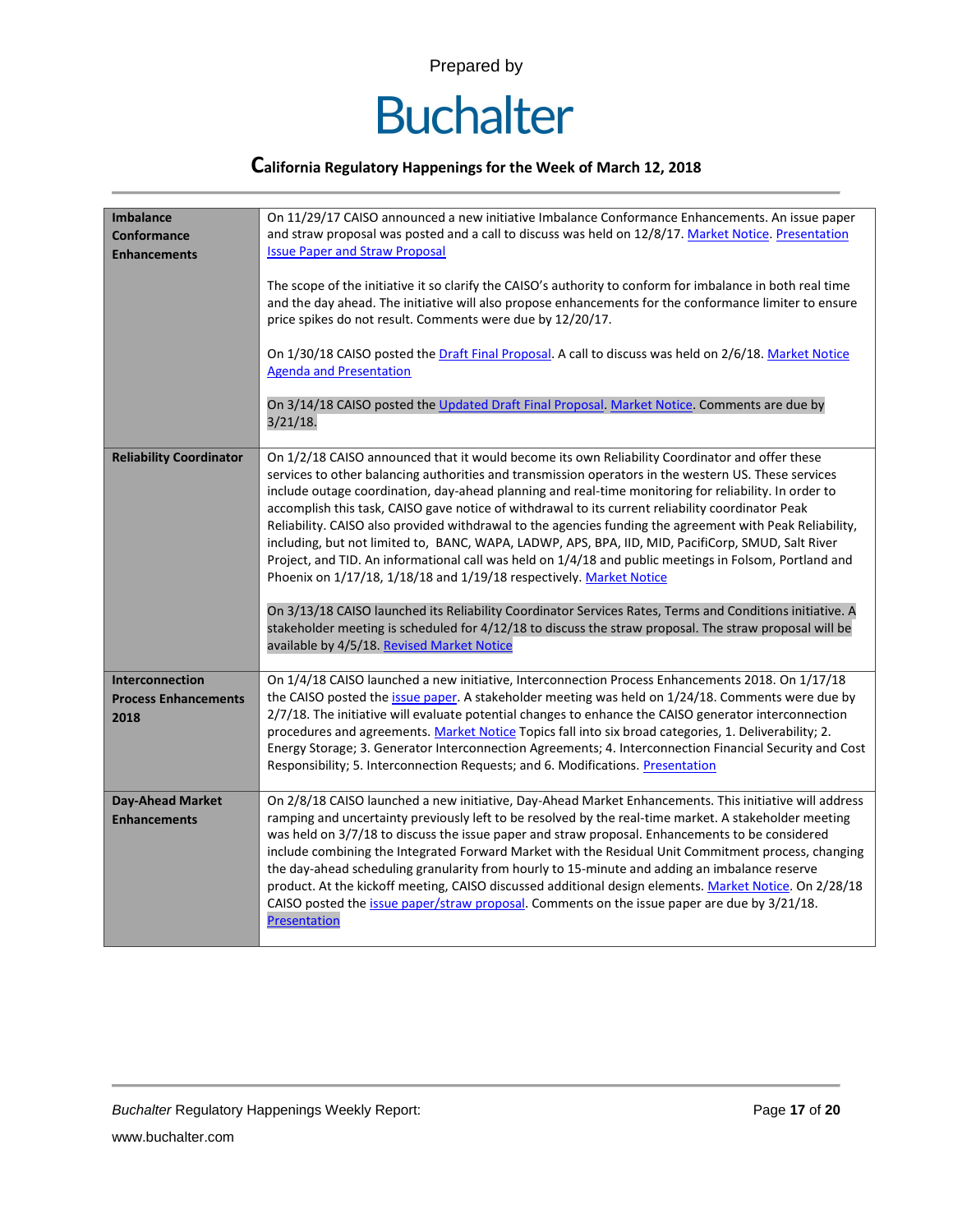| | |
|---|---|
| **Imbalance Conformance Enhancements** | On 11/29/17 CAISO announced a new initiative Imbalance Conformance Enhancements. An issue paper and straw proposal was posted and a call to discuss was held on 12/8/17. Market Notice. Presentation Issue Paper and Straw Proposal<br><br>The scope of the initiative it so clarify the CAISO's authority to conform for imbalance in both real time and the day ahead. The initiative will also propose enhancements for the conformance limiter to ensure price spikes do not result. Comments were due by 12/20/17.<br><br>On 1/30/18 CAISO posted the Draft Final Proposal. A call to discuss was held on 2/6/18. Market Notice Agenda and Presentation<br><br>On 3/14/18 CAISO posted the Updated Draft Final Proposal. Market Notice. Comments are due by 3/21/18. |
| **Reliability Coordinator** | On 1/2/18 CAISO announced that it would become its own Reliability Coordinator and offer these services to other balancing authorities and transmission operators in the western US. These services include outage coordination, day-ahead planning and real-time monitoring for reliability. In order to accomplish this task, CAISO gave notice of withdrawal to its current reliability coordinator Peak Reliability. CAISO also provided withdrawal to the agencies funding the agreement with Peak Reliability, including, but not limited to, BANC, WAPA, LADWP, APS, BPA, IID, MID, PacifiCorp, SMUD, Salt River Project, and TID. An informational call was held on 1/4/18 and public meetings in Folsom, Portland and Phoenix on 1/17/18, 1/18/18 and 1/19/18 respectively. Market Notice<br><br>On 3/13/18 CAISO launched its Reliability Coordinator Services Rates, Terms and Conditions initiative. A stakeholder meeting is scheduled for 4/12/18 to discuss the straw proposal. The straw proposal will be available by 4/5/18. Revised Market Notice |
| **Interconnection Process Enhancements 2018** | On 1/4/18 CAISO launched a new initiative, Interconnection Process Enhancements 2018. On 1/17/18 the CAISO posted the issue paper. A stakeholder meeting was held on 1/24/18. Comments were due by 2/7/18. The initiative will evaluate potential changes to enhance the CAISO generator interconnection procedures and agreements. Market Notice Topics fall into six broad categories, 1. Deliverability; 2. Energy Storage; 3. Generator Interconnection Agreements; 4. Interconnection Financial Security and Cost Responsibility; 5. Interconnection Requests; and 6. Modifications. Presentation |
| **Day-Ahead Market Enhancements** | On 2/8/18 CAISO launched a new initiative, Day-Ahead Market Enhancements. This initiative will address ramping and uncertainty previously left to be resolved by the real-time market. A stakeholder meeting was held on 3/7/18 to discuss the issue paper and straw proposal. Enhancements to be considered include combining the Integrated Forward Market with the Residual Unit Commitment process, changing the day-ahead scheduling granularity from hourly to 15-minute and adding an imbalance reserve product. At the kickoff meeting, CAISO discussed additional design elements. Market Notice. On 2/28/18 CAISO posted the issue paper/straw proposal. Comments on the issue paper are due by 3/21/18. Presentation |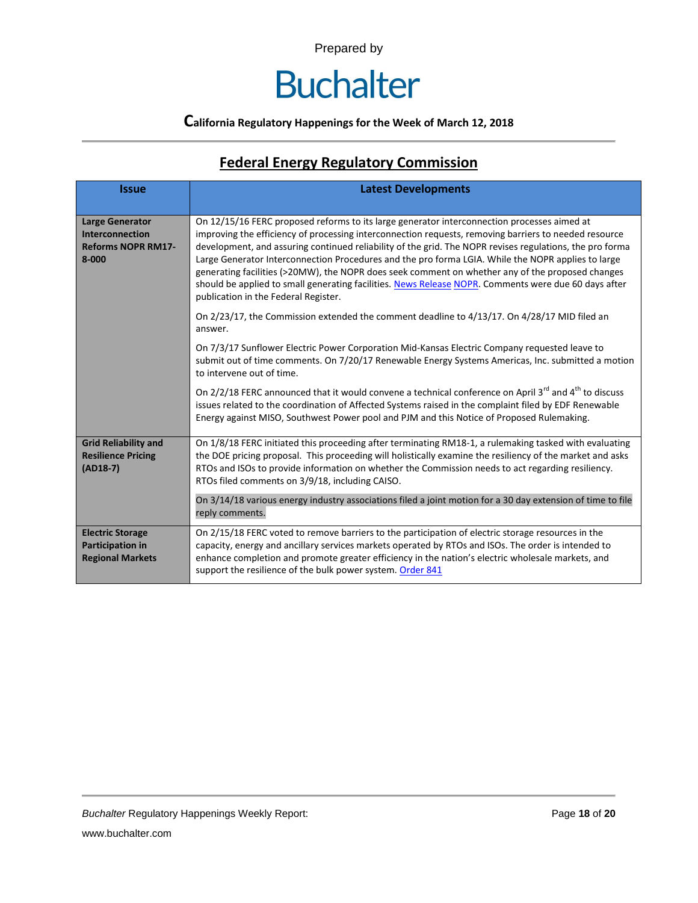Prepared by

# Buchalter

**California Regulatory Happenings for the Week of March 12, 2018**

## Federal Energy Regulatory Commission

| Issue | Latest Developments |
|---|---|
| **Large Generator Interconnection Reforms NOPR RM17-8-000** | On 12/15/16 FERC proposed reforms to its large generator interconnection processes aimed at improving the efficiency of processing interconnection requests, removing barriers to needed resource development, and assuring continued reliability of the grid. The NOPR revises regulations, the pro forma Large Generator Interconnection Procedures and the pro forma LGIA. While the NOPR applies to large generating facilities (>20MW), the NOPR does seek comment on whether any of the proposed changes should be applied to small generating facilities. News Release NOPR. Comments were due 60 days after publication in the Federal Register.<br><br>On 2/23/17, the Commission extended the comment deadline to 4/13/17. On 4/28/17 MID filed an answer.<br><br>On 7/3/17 Sunflower Electric Power Corporation Mid-Kansas Electric Company requested leave to submit out of time comments. On 7/20/17 Renewable Energy Systems Americas, Inc. submitted a motion to intervene out of time.<br><br>On 2/2/18 FERC announced that it would convene a technical conference on April 3rd and 4th to discuss issues related to the coordination of Affected Systems raised in the complaint filed by EDF Renewable Energy against MISO, Southwest Power pool and PJM and this Notice of Proposed Rulemaking. |
| **Grid Reliability and Resilience Pricing (AD18-7)** | On 1/8/18 FERC initiated this proceeding after terminating RM18-1, a rulemaking tasked with evaluating the DOE pricing proposal. This proceeding will holistically examine the resiliency of the market and asks RTOs and ISOs to provide information on whether the Commission needs to act regarding resiliency. RTOs filed comments on 3/9/18, including CAISO.<br><br>On 3/14/18 various energy industry associations filed a joint motion for a 30 day extension of time to file reply comments. |
| **Electric Storage Participation in Regional Markets** | On 2/15/18 FERC voted to remove barriers to the participation of electric storage resources in the capacity, energy and ancillary services markets operated by RTOs and ISOs. The order is intended to enhance completion and promote greater efficiency in the nation's electric wholesale markets, and support the resilience of the bulk power system. Order 841 |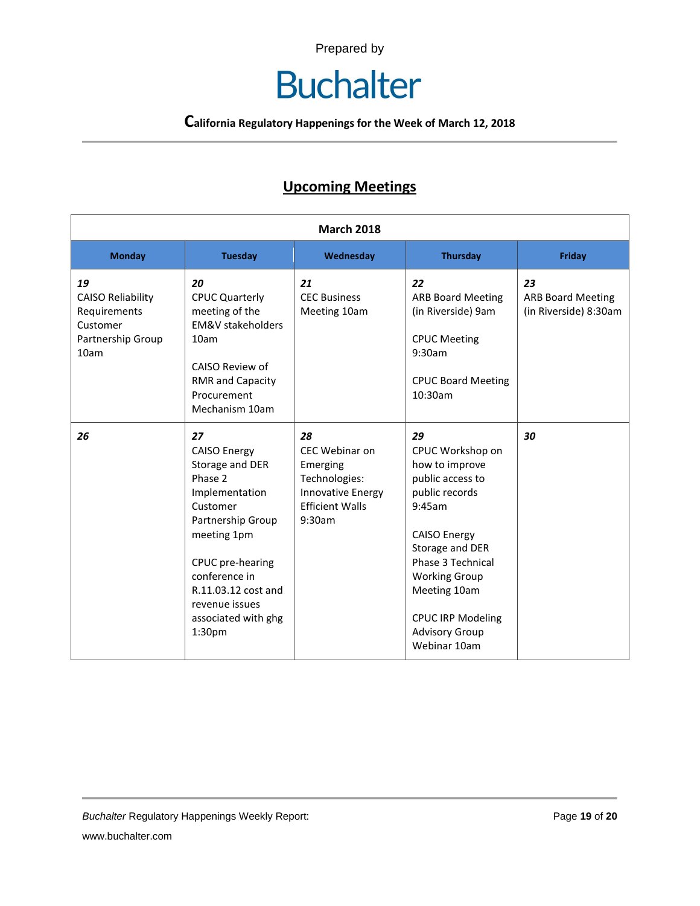Prepared by

# Buchalter

**California Regulatory Happenings for the Week of March 12, 2018**

## Upcoming Meetings

| March 2018 | | | | |
|---|---|---|---|---|
| **Monday** | **Tuesday** | **Wednesday** | **Thursday** | **Friday** |
| ***19*** CAISO Reliability Requirements Customer Partnership Group 10am | ***20*** CPUC Quarterly meeting of the EM&V stakeholders 10am<br><br>CAISO Review of RMR and Capacity Procurement Mechanism 10am | ***21*** CEC Business Meeting 10am | ***22*** ARB Board Meeting (in Riverside) 9am<br><br>CPUC Meeting 9:30am<br><br>CPUC Board Meeting 10:30am | ***23*** ARB Board Meeting (in Riverside) 8:30am |
| ***26*** | ***27*** CAISO Energy Storage and DER Phase 2 Implementation Customer Partnership Group meeting 1pm<br><br>CPUC pre-hearing conference in R.11.03.12 cost and revenue issues associated with ghg 1:30pm | ***28*** CEC Webinar on Emerging Technologies: Innovative Energy Efficient Walls 9:30am | ***29*** CPUC Workshop on how to improve public access to public records 9:45am<br><br>CAISO Energy Storage and DER Phase 3 Technical Working Group Meeting 10am<br><br>CPUC IRP Modeling Advisory Group Webinar 10am | ***30*** |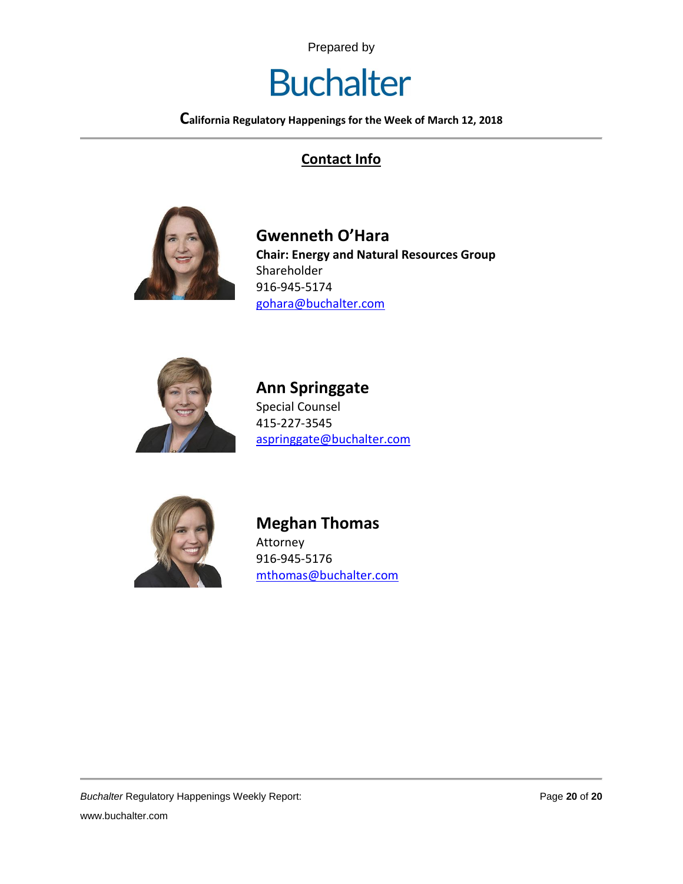Prepared by

# Buchalter

**California Regulatory Happenings for the Week of March 12, 2018**

## Contact Info

### Gwenneth O'Hara

**Chair: Energy and Natural Resources Group**
Shareholder
916-945-5174
gohara@buchalter.com

### Ann Springgate

Special Counsel
415-227-3545
aspringgate@buchalter.com

### Meghan Thomas

Attorney
916-945-5176
mthomas@buchalter.com